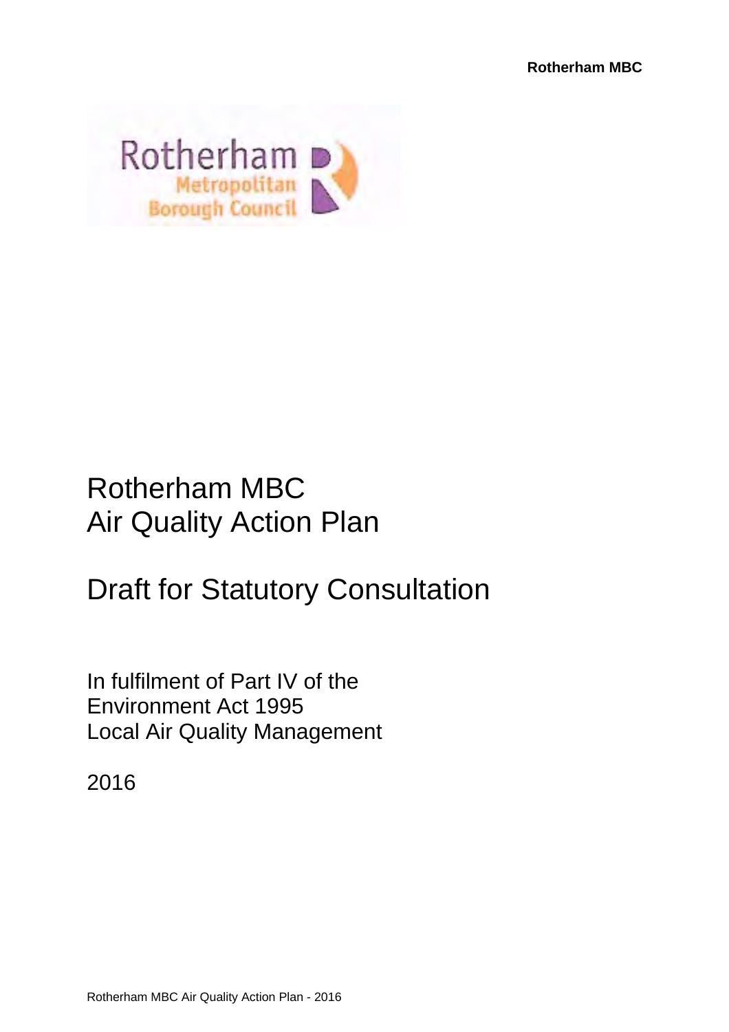# Rotherham MBC
# Air Quality Action Plan

## Draft for Statutory Consultation

In fulfilment of Part IV of the
Environment Act 1995
Local Air Quality Management

2016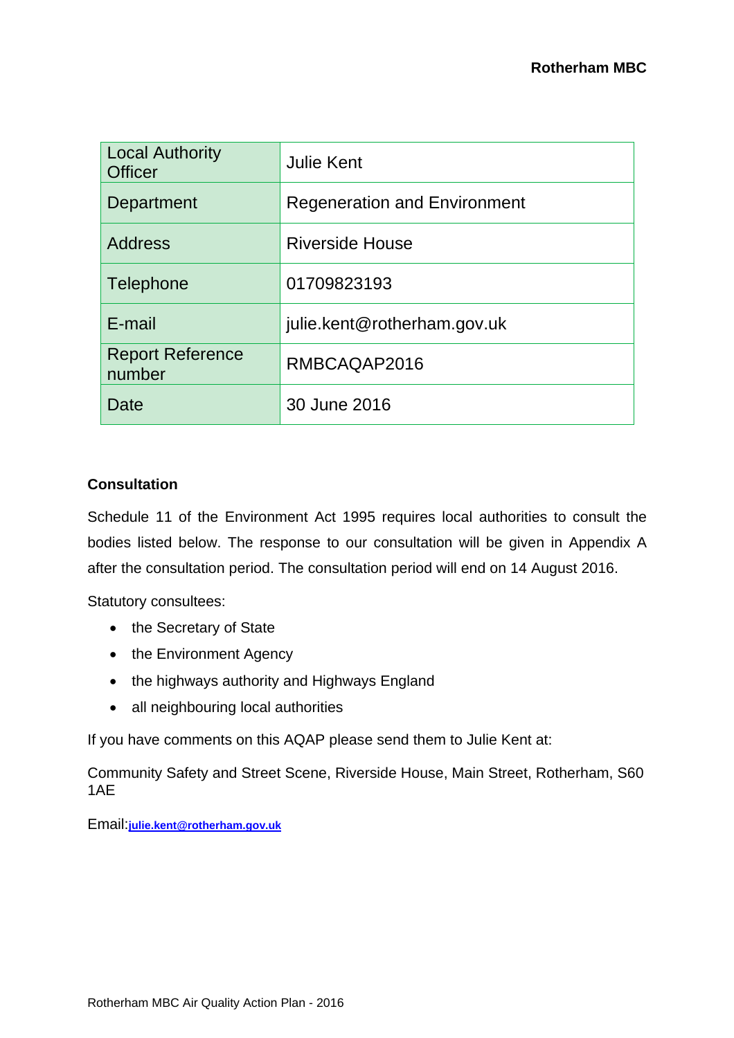| Local Authority Officer | Julie Kent |
|---|---|
| Department | Regeneration and Environment |
| Address | Riverside House |
| Telephone | 01709823193 |
| E-mail | julie.kent@rotherham.gov.uk |
| Report Reference number | RMBCAQAP2016 |
| Date | 30 June 2016 |

**Consultation**

Schedule 11 of the Environment Act 1995 requires local authorities to consult the bodies listed below. The response to our consultation will be given in Appendix A after the consultation period. The consultation period will end on 14 August 2016.

Statutory consultees:

- the Secretary of State
- the Environment Agency
- the highways authority and Highways England
- all neighbouring local authorities

If you have comments on this AQAP please send them to Julie Kent at:

Community Safety and Street Scene, Riverside House, Main Street, Rotherham, S60 1AE

Email: julie.kent@rotherham.gov.uk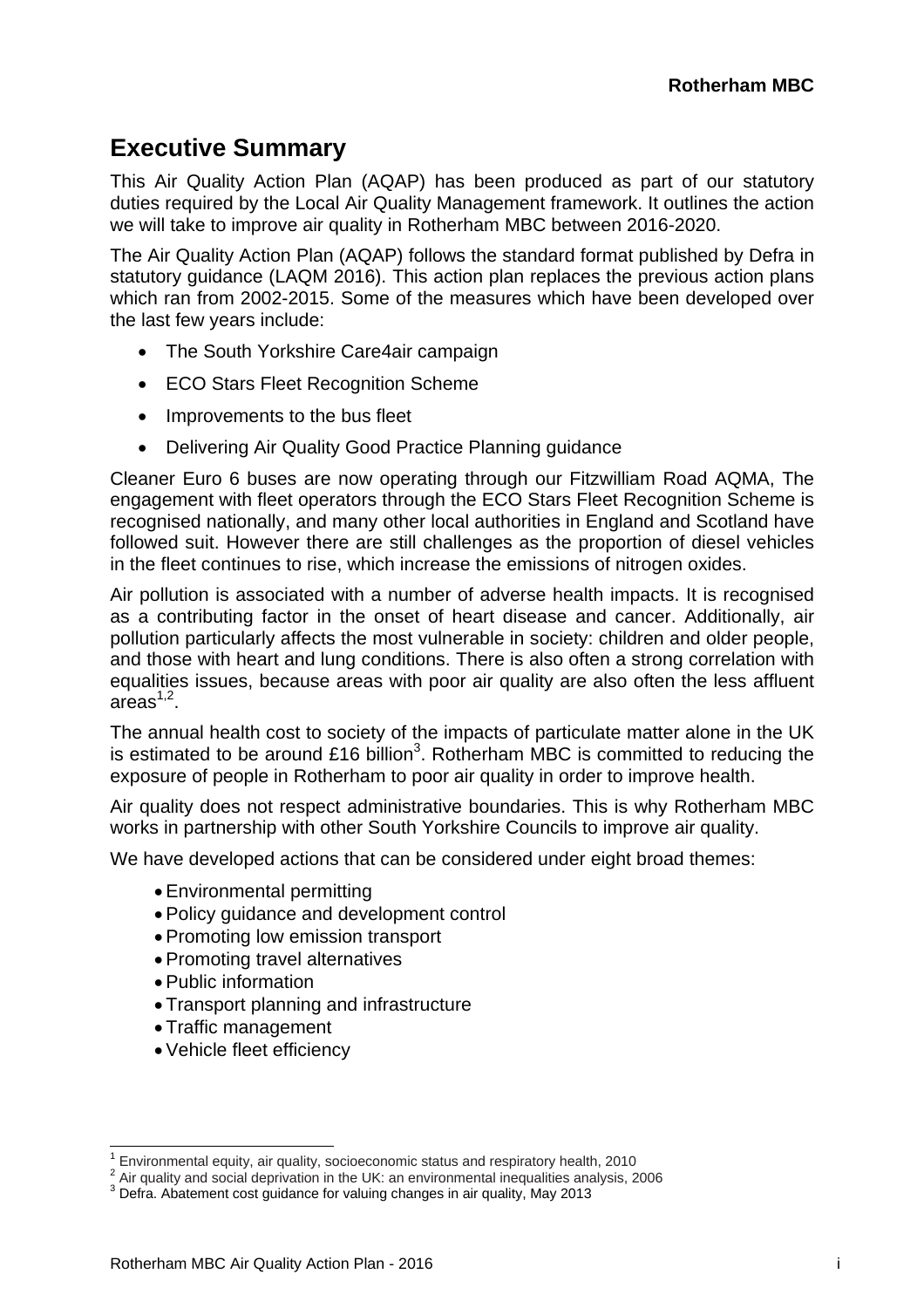# Executive Summary

This Air Quality Action Plan (AQAP) has been produced as part of our statutory duties required by the Local Air Quality Management framework. It outlines the action we will take to improve air quality in Rotherham MBC between 2016-2020.

The Air Quality Action Plan (AQAP) follows the standard format published by Defra in statutory guidance (LAQM 2016). This action plan replaces the previous action plans which ran from 2002-2015. Some of the measures which have been developed over the last few years include:

- The South Yorkshire Care4air campaign
- ECO Stars Fleet Recognition Scheme
- Improvements to the bus fleet
- Delivering Air Quality Good Practice Planning guidance

Cleaner Euro 6 buses are now operating through our Fitzwilliam Road AQMA, The engagement with fleet operators through the ECO Stars Fleet Recognition Scheme is recognised nationally, and many other local authorities in England and Scotland have followed suit. However there are still challenges as the proportion of diesel vehicles in the fleet continues to rise, which increase the emissions of nitrogen oxides.

Air pollution is associated with a number of adverse health impacts. It is recognised as a contributing factor in the onset of heart disease and cancer. Additionally, air pollution particularly affects the most vulnerable in society: children and older people, and those with heart and lung conditions. There is also often a strong correlation with equalities issues, because areas with poor air quality are also often the less affluent areas[1,2].

The annual health cost to society of the impacts of particulate matter alone in the UK is estimated to be around £16 billion[3]. Rotherham MBC is committed to reducing the exposure of people in Rotherham to poor air quality in order to improve health.

Air quality does not respect administrative boundaries. This is why Rotherham MBC works in partnership with other South Yorkshire Councils to improve air quality.

We have developed actions that can be considered under eight broad themes:

- Environmental permitting
- Policy guidance and development control
- Promoting low emission transport
- Promoting travel alternatives
- Public information
- Transport planning and infrastructure
- Traffic management
- Vehicle fleet efficiency

---

[1] Environmental equity, air quality, socioeconomic status and respiratory health, 2010

[2] Air quality and social deprivation in the UK: an environmental inequalities analysis, 2006

[3] Defra. Abatement cost guidance for valuing changes in air quality, May 2013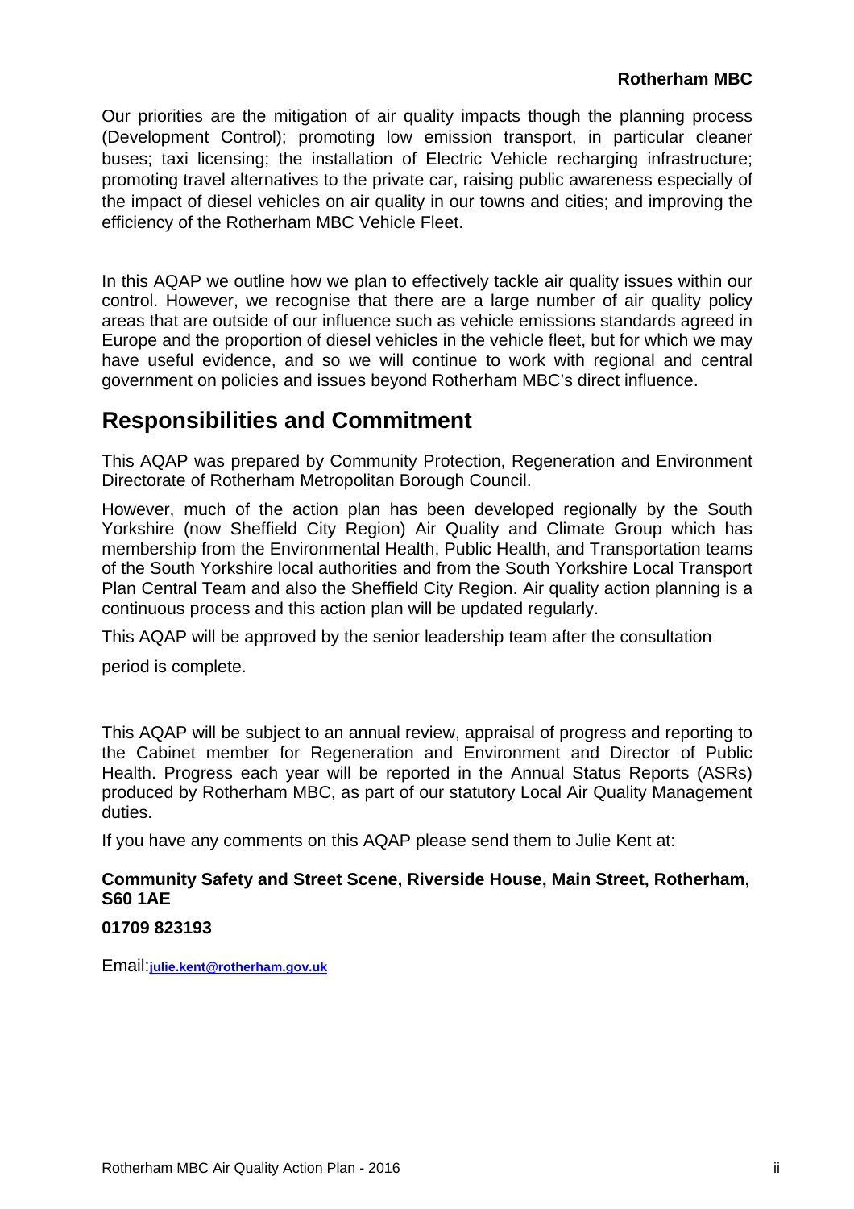Our priorities are the mitigation of air quality impacts though the planning process (Development Control); promoting low emission transport, in particular cleaner buses; taxi licensing; the installation of Electric Vehicle recharging infrastructure; promoting travel alternatives to the private car, raising public awareness especially of the impact of diesel vehicles on air quality in our towns and cities; and improving the efficiency of the Rotherham MBC Vehicle Fleet.

In this AQAP we outline how we plan to effectively tackle air quality issues within our control. However, we recognise that there are a large number of air quality policy areas that are outside of our influence such as vehicle emissions standards agreed in Europe and the proportion of diesel vehicles in the vehicle fleet, but for which we may have useful evidence, and so we will continue to work with regional and central government on policies and issues beyond Rotherham MBC's direct influence.

## Responsibilities and Commitment

This AQAP was prepared by Community Protection, Regeneration and Environment Directorate of Rotherham Metropolitan Borough Council.

However, much of the action plan has been developed regionally by the South Yorkshire (now Sheffield City Region) Air Quality and Climate Group which has membership from the Environmental Health, Public Health, and Transportation teams of the South Yorkshire local authorities and from the South Yorkshire Local Transport Plan Central Team and also the Sheffield City Region. Air quality action planning is a continuous process and this action plan will be updated regularly.

This AQAP will be approved by the senior leadership team after the consultation period is complete.

This AQAP will be subject to an annual review, appraisal of progress and reporting to the Cabinet member for Regeneration and Environment and Director of Public Health. Progress each year will be reported in the Annual Status Reports (ASRs) produced by Rotherham MBC, as part of our statutory Local Air Quality Management duties.

If you have any comments on this AQAP please send them to Julie Kent at:

**Community Safety and Street Scene, Riverside House, Main Street, Rotherham, S60 1AE**

**01709 823193**

Email: **julie.kent@rotherham.gov.uk**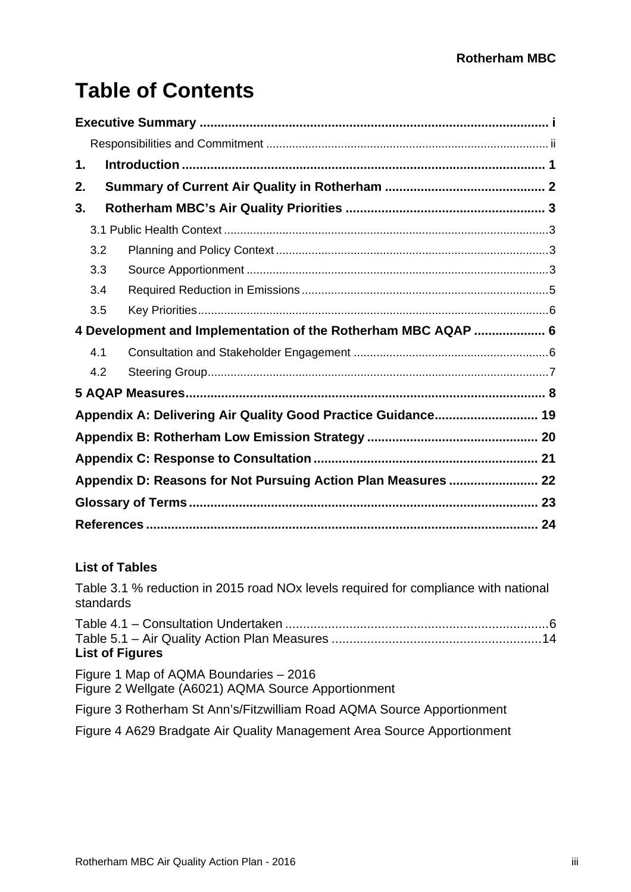# Table of Contents

**Executive Summary .................................................................................................. i**

Responsibilities and Commitment ........................................................................................ ii

**1. Introduction ...................................................................................................... 1**

**2. Summary of Current Air Quality in Rotherham ............................................. 2**

**3. Rotherham MBC's Air Quality Priorities ........................................................ 3**

3.1 Public Health Context ...................................................................................................3

3.2 Planning and Policy Context ..................................................................................3

3.3 Source Apportionment ............................................................................................3

3.4 Required Reduction in Emissions ...........................................................................5

3.5 Key Priorities............................................................................................................6

**4 Development and Implementation of the Rotherham MBC AQAP .................... 6**

4.1 Consultation and Stakeholder Engagement ............................................................6

4.2 Steering Group.........................................................................................................7

**5 AQAP Measures.................................................................................................... 8**

**Appendix A: Delivering Air Quality Good Practice Guidance............................ 19**

**Appendix B: Rotherham Low Emission Strategy ................................................ 20**

**Appendix C: Response to Consultation .............................................................. 21**

**Appendix D: Reasons for Not Pursuing Action Plan Measures ......................... 22**

**Glossary of Terms ................................................................................................. 23**

**References ............................................................................................................. 24**

**List of Tables**

Table 3.1 % reduction in 2015 road NOx levels required for compliance with national standards

Table 4.1 – Consultation Undertaken ..........................................................................6

Table 5.1 – Air Quality Action Plan Measures ...........................................................14

**List of Figures**

Figure 1 Map of AQMA Boundaries – 2016

Figure 2 Wellgate (A6021) AQMA Source Apportionment

Figure 3 Rotherham St Ann's/Fitzwilliam Road AQMA Source Apportionment

Figure 4 A629 Bradgate Air Quality Management Area Source Apportionment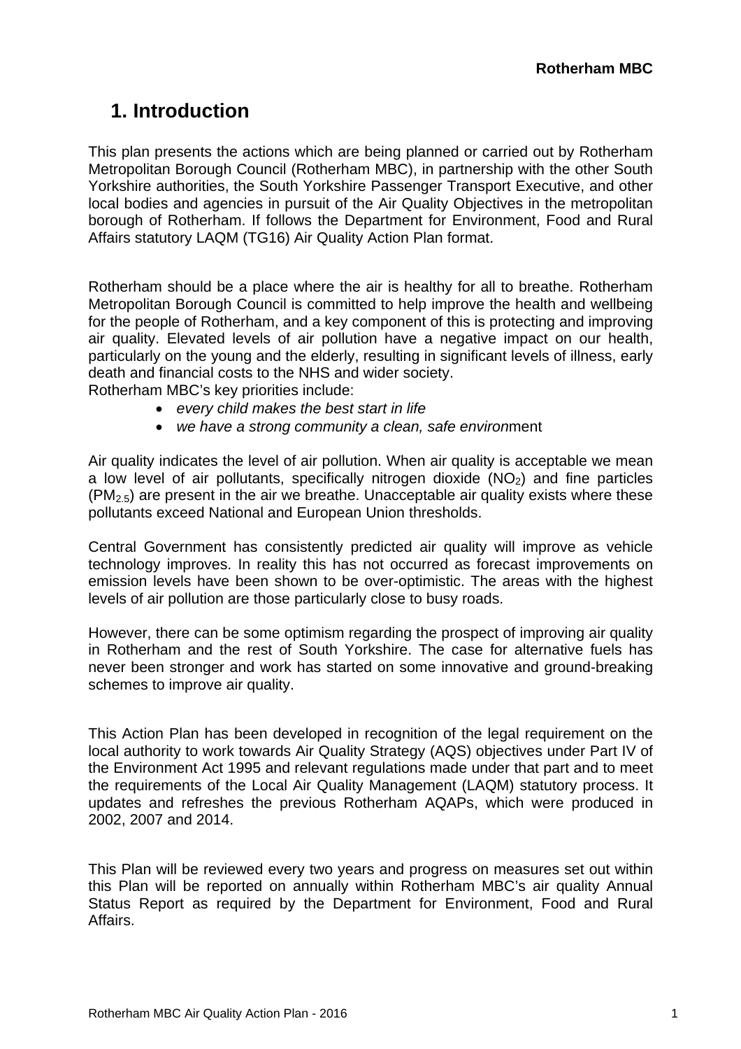# 1. Introduction

This plan presents the actions which are being planned or carried out by Rotherham Metropolitan Borough Council (Rotherham MBC), in partnership with the other South Yorkshire authorities, the South Yorkshire Passenger Transport Executive, and other local bodies and agencies in pursuit of the Air Quality Objectives in the metropolitan borough of Rotherham. If follows the Department for Environment, Food and Rural Affairs statutory LAQM (TG16) Air Quality Action Plan format.

Rotherham should be a place where the air is healthy for all to breathe. Rotherham Metropolitan Borough Council is committed to help improve the health and wellbeing for the people of Rotherham, and a key component of this is protecting and improving air quality. Elevated levels of air pollution have a negative impact on our health, particularly on the young and the elderly, resulting in significant levels of illness, early death and financial costs to the NHS and wider society.

Rotherham MBC's key priorities include:

- *every child makes the best start in life*
- *we have a strong community a clean, safe environ*ment

Air quality indicates the level of air pollution. When air quality is acceptable we mean a low level of air pollutants, specifically nitrogen dioxide ($NO_2$) and fine particles ($PM_{2.5}$) are present in the air we breathe. Unacceptable air quality exists where these pollutants exceed National and European Union thresholds.

Central Government has consistently predicted air quality will improve as vehicle technology improves. In reality this has not occurred as forecast improvements on emission levels have been shown to be over-optimistic. The areas with the highest levels of air pollution are those particularly close to busy roads.

However, there can be some optimism regarding the prospect of improving air quality in Rotherham and the rest of South Yorkshire. The case for alternative fuels has never been stronger and work has started on some innovative and ground-breaking schemes to improve air quality.

This Action Plan has been developed in recognition of the legal requirement on the local authority to work towards Air Quality Strategy (AQS) objectives under Part IV of the Environment Act 1995 and relevant regulations made under that part and to meet the requirements of the Local Air Quality Management (LAQM) statutory process. It updates and refreshes the previous Rotherham AQAPs, which were produced in 2002, 2007 and 2014.

This Plan will be reviewed every two years and progress on measures set out within this Plan will be reported on annually within Rotherham MBC's air quality Annual Status Report as required by the Department for Environment, Food and Rural Affairs.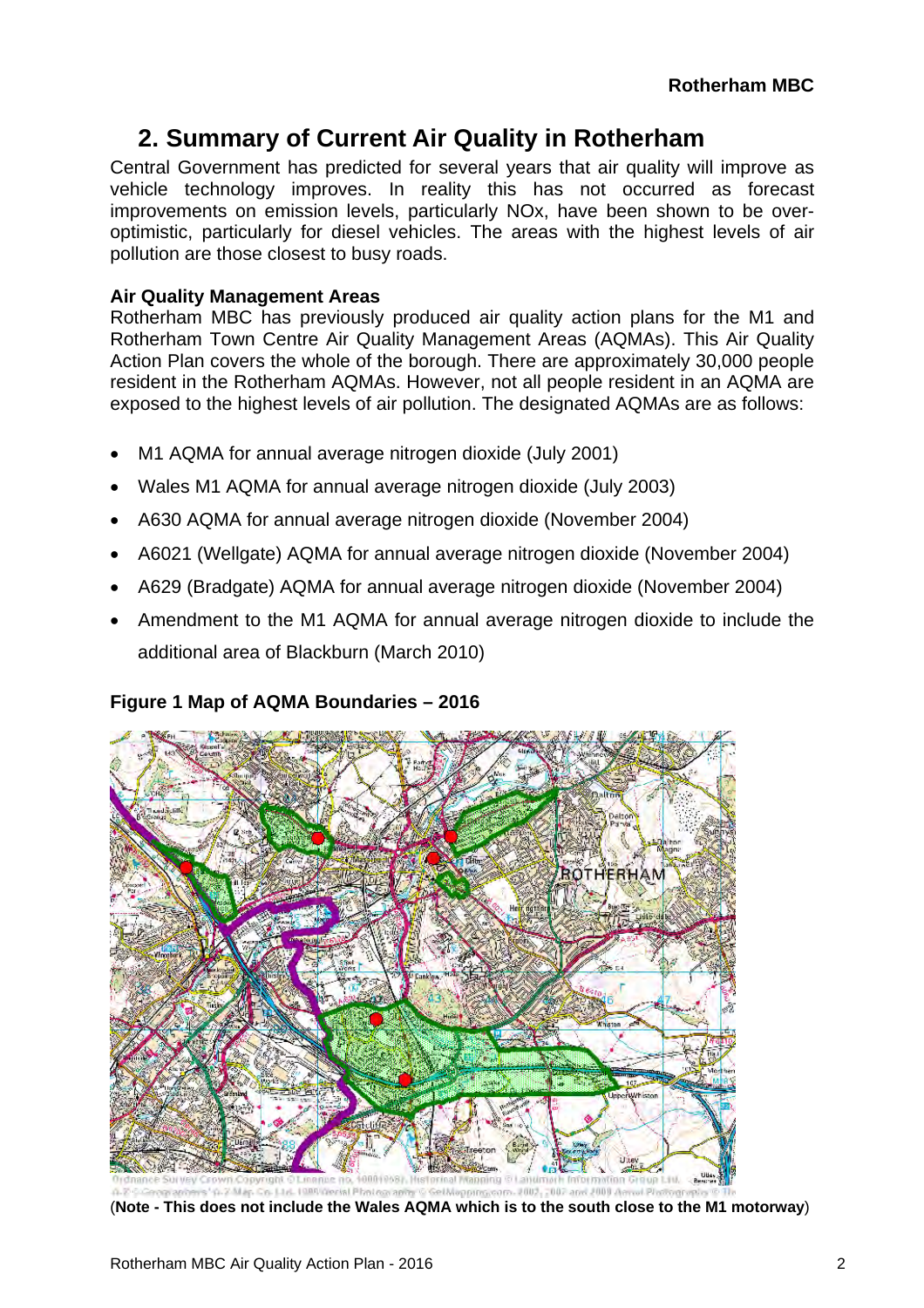## 2. Summary of Current Air Quality in Rotherham

Central Government has predicted for several years that air quality will improve as vehicle technology improves. In reality this has not occurred as forecast improvements on emission levels, particularly NOx, have been shown to be over-optimistic, particularly for diesel vehicles. The areas with the highest levels of air pollution are those closest to busy roads.

**Air Quality Management Areas**

Rotherham MBC has previously produced air quality action plans for the M1 and Rotherham Town Centre Air Quality Management Areas (AQMAs). This Air Quality Action Plan covers the whole of the borough. There are approximately 30,000 people resident in the Rotherham AQMAs. However, not all people resident in an AQMA are exposed to the highest levels of air pollution. The designated AQMAs are as follows:

- M1 AQMA for annual average nitrogen dioxide (July 2001)
- Wales M1 AQMA for annual average nitrogen dioxide (July 2003)
- A630 AQMA for annual average nitrogen dioxide (November 2004)
- A6021 (Wellgate) AQMA for annual average nitrogen dioxide (November 2004)
- A629 (Bradgate) AQMA for annual average nitrogen dioxide (November 2004)
- Amendment to the M1 AQMA for annual average nitrogen dioxide to include the additional area of Blackburn (March 2010)

**Figure 1 Map of AQMA Boundaries – 2016**

(**Note - This does not include the Wales AQMA which is to the south close to the M1 motorway**)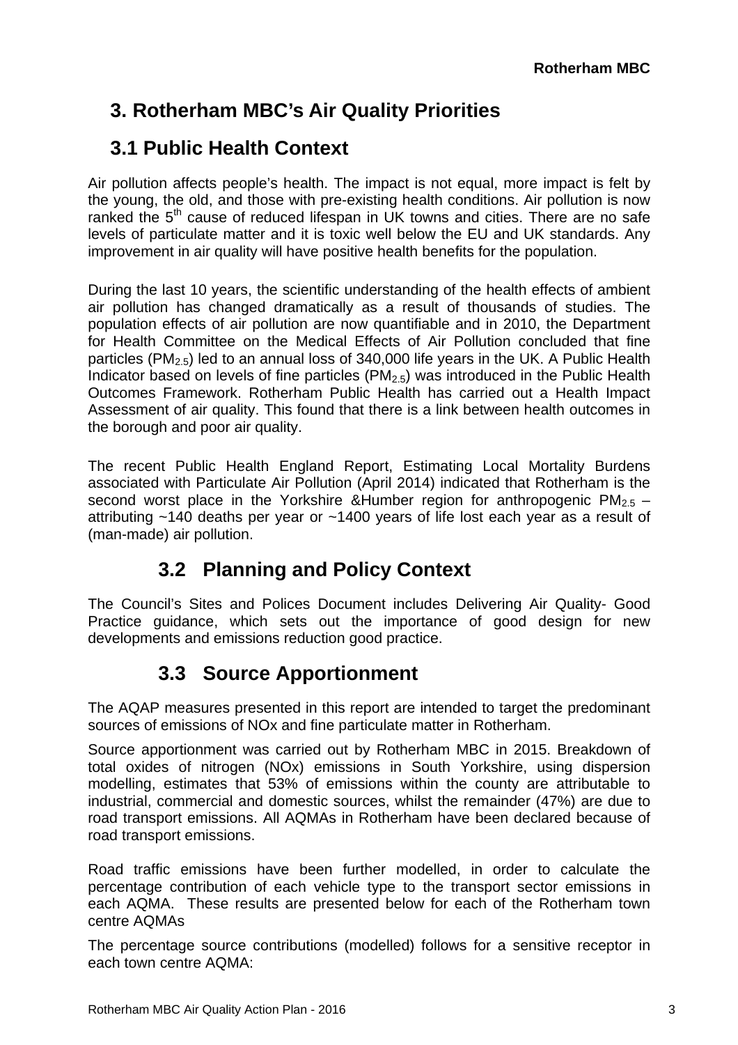# 3. Rotherham MBC's Air Quality Priorities

## 3.1 Public Health Context

Air pollution affects people's health. The impact is not equal, more impact is felt by the young, the old, and those with pre-existing health conditions. Air pollution is now ranked the $5^{th}$ cause of reduced lifespan in UK towns and cities. There are no safe levels of particulate matter and it is toxic well below the EU and UK standards. Any improvement in air quality will have positive health benefits for the population.

During the last 10 years, the scientific understanding of the health effects of ambient air pollution has changed dramatically as a result of thousands of studies. The population effects of air pollution are now quantifiable and in 2010, the Department for Health Committee on the Medical Effects of Air Pollution concluded that fine particles ($PM_{2.5}$) led to an annual loss of 340,000 life years in the UK. A Public Health Indicator based on levels of fine particles ($PM_{2.5}$) was introduced in the Public Health Outcomes Framework. Rotherham Public Health has carried out a Health Impact Assessment of air quality. This found that there is a link between health outcomes in the borough and poor air quality.

The recent Public Health England Report, Estimating Local Mortality Burdens associated with Particulate Air Pollution (April 2014) indicated that Rotherham is the second worst place in the Yorkshire &Humber region for anthropogenic $PM_{2.5}$ – attributing ~140 deaths per year or ~1400 years of life lost each year as a result of (man-made) air pollution.

## 3.2 Planning and Policy Context

The Council's Sites and Polices Document includes Delivering Air Quality- Good Practice guidance, which sets out the importance of good design for new developments and emissions reduction good practice.

## 3.3 Source Apportionment

The AQAP measures presented in this report are intended to target the predominant sources of emissions of NOx and fine particulate matter in Rotherham.

Source apportionment was carried out by Rotherham MBC in 2015. Breakdown of total oxides of nitrogen (NOx) emissions in South Yorkshire, using dispersion modelling, estimates that 53% of emissions within the county are attributable to industrial, commercial and domestic sources, whilst the remainder (47%) are due to road transport emissions. All AQMAs in Rotherham have been declared because of road transport emissions.

Road traffic emissions have been further modelled, in order to calculate the percentage contribution of each vehicle type to the transport sector emissions in each AQMA. These results are presented below for each of the Rotherham town centre AQMAs

The percentage source contributions (modelled) follows for a sensitive receptor in each town centre AQMA: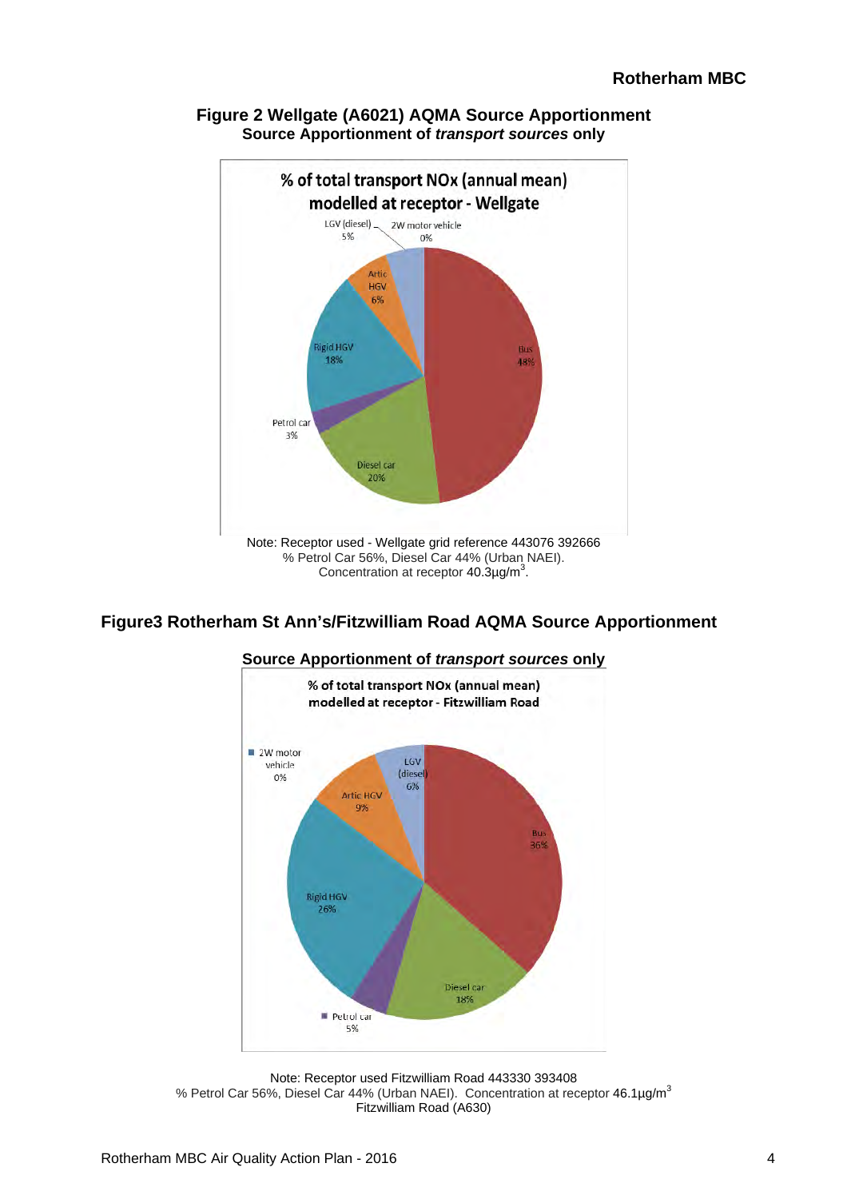## Figure 2 Wellgate (A6021) AQMA Source Apportionment

**Source Apportionment of *transport sources* only**

**% of total transport NOx (annual mean) modelled at receptor - Wellgate**

| Source | % |
|---|---|
| Bus | 48% |
| Diesel car | 20% |
| Petrol car | 3% |
| Rigid HGV | 18% |
| Artic HGV | 6% |
| LGV (diesel) | 5% |
| 2W motor vehicle | 0% |

Note: Receptor used - Wellgate grid reference 443076 392666
% Petrol Car 56%, Diesel Car 44% (Urban NAEI).
Concentration at receptor 40.3µg/m$^3$.

## Figure3 Rotherham St Ann's/Fitzwilliam Road AQMA Source Apportionment

**Source Apportionment of *transport sources* only**

**% of total transport NOx (annual mean) modelled at receptor - Fitzwilliam Road**

| Source | % |
|---|---|
| Bus | 36% |
| Diesel car | 18% |
| Petrol car | 5% |
| Rigid HGV | 26% |
| Artic HGV | 9% |
| LGV (diesel) | 6% |
| 2W motor vehicle | 0% |

Note: Receptor used Fitzwilliam Road 443330 393408
% Petrol Car 56%, Diesel Car 44% (Urban NAEI). Concentration at receptor 46.1µg/m$^3$
Fitzwilliam Road (A630)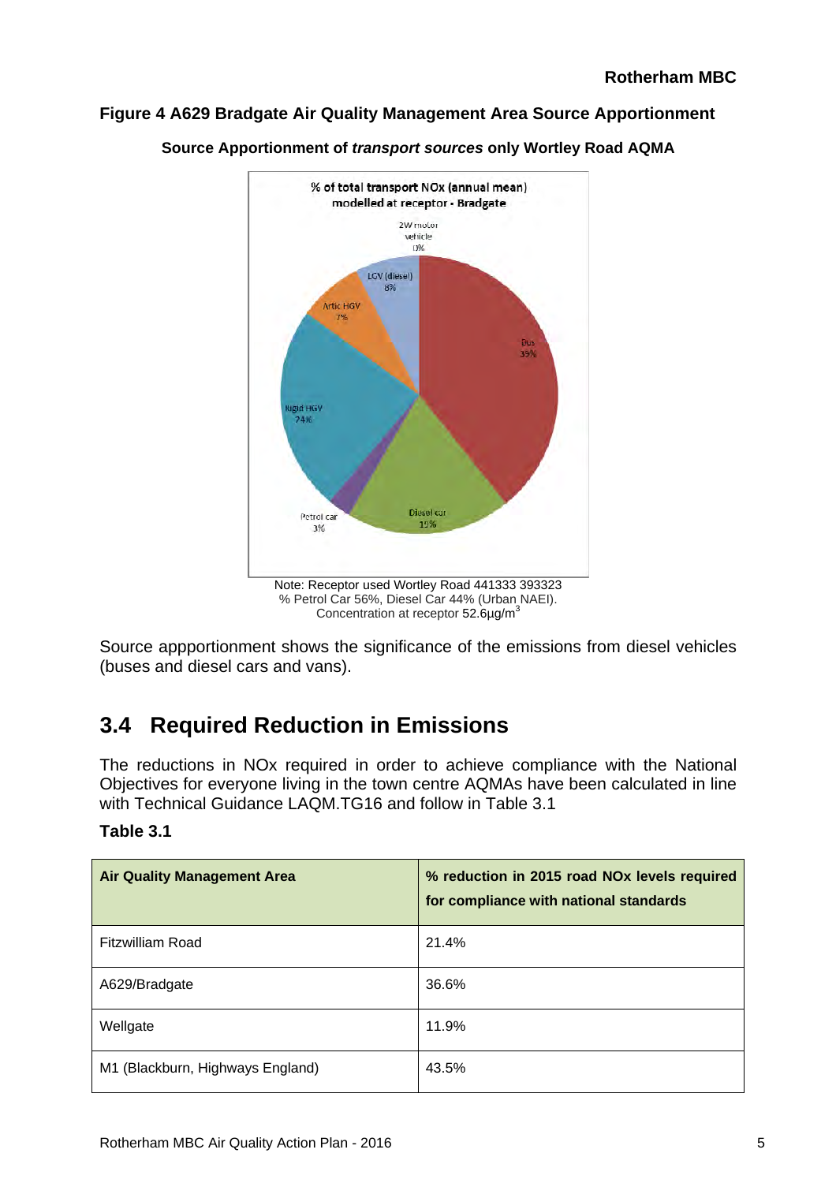**Figure 4 A629 Bradgate Air Quality Management Area Source Apportionment**

**Source Apportionment of *transport sources* only Wortley Road AQMA**

% of total transport NOx (annual mean) modelled at receptor - Bradgate

2W motor vehicle 0%
LGV (diesel) 8%
Artic HGV 7%
Rigid HGV 24%
Petrol car 3%
Diesel car 19%
Bus 39%

Note: Receptor used Wortley Road 441333 393323
% Petrol Car 56%, Diesel Car 44% (Urban NAEI).
Concentration at receptor 52.6µg/m$^3$

Source appportionment shows the significance of the emissions from diesel vehicles (buses and diesel cars and vans).

## 3.4 Required Reduction in Emissions

The reductions in NOx required in order to achieve compliance with the National Objectives for everyone living in the town centre AQMAs have been calculated in line with Technical Guidance LAQM.TG16 and follow in Table 3.1

**Table 3.1**

| Air Quality Management Area | % reduction in 2015 road NOx levels required for compliance with national standards |
|---|---|
| Fitzwilliam Road | 21.4% |
| A629/Bradgate | 36.6% |
| Wellgate | 11.9% |
| M1 (Blackburn, Highways England) | 43.5% |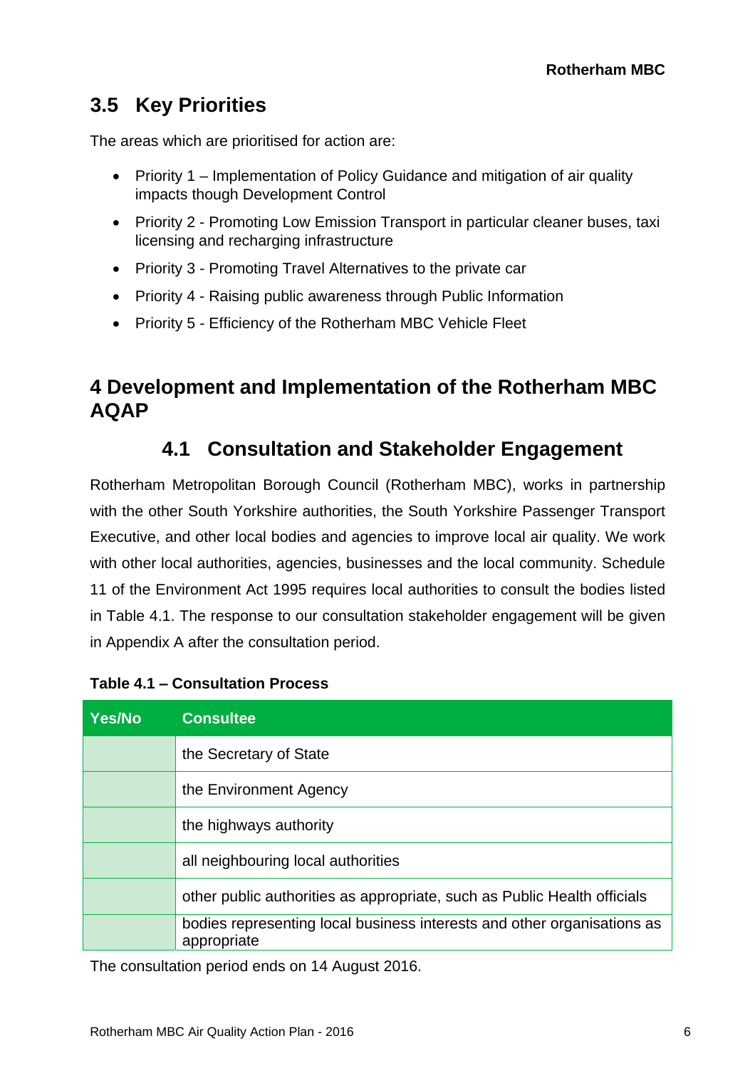## 3.5 Key Priorities

The areas which are prioritised for action are:

- Priority 1 – Implementation of Policy Guidance and mitigation of air quality impacts though Development Control
- Priority 2 - Promoting Low Emission Transport in particular cleaner buses, taxi licensing and recharging infrastructure
- Priority 3 - Promoting Travel Alternatives to the private car
- Priority 4 - Raising public awareness through Public Information
- Priority 5 - Efficiency of the Rotherham MBC Vehicle Fleet

# 4 Development and Implementation of the Rotherham MBC AQAP

## 4.1 Consultation and Stakeholder Engagement

Rotherham Metropolitan Borough Council (Rotherham MBC), works in partnership with the other South Yorkshire authorities, the South Yorkshire Passenger Transport Executive, and other local bodies and agencies to improve local air quality. We work with other local authorities, agencies, businesses and the local community. Schedule 11 of the Environment Act 1995 requires local authorities to consult the bodies listed in Table 4.1. The response to our consultation stakeholder engagement will be given in Appendix A after the consultation period.

**Table 4.1 – Consultation Process**

| Yes/No | Consultee |
|---|---|
| | the Secretary of State |
| | the Environment Agency |
| | the highways authority |
| | all neighbouring local authorities |
| | other public authorities as appropriate, such as Public Health officials |
| | bodies representing local business interests and other organisations as appropriate |

The consultation period ends on 14 August 2016.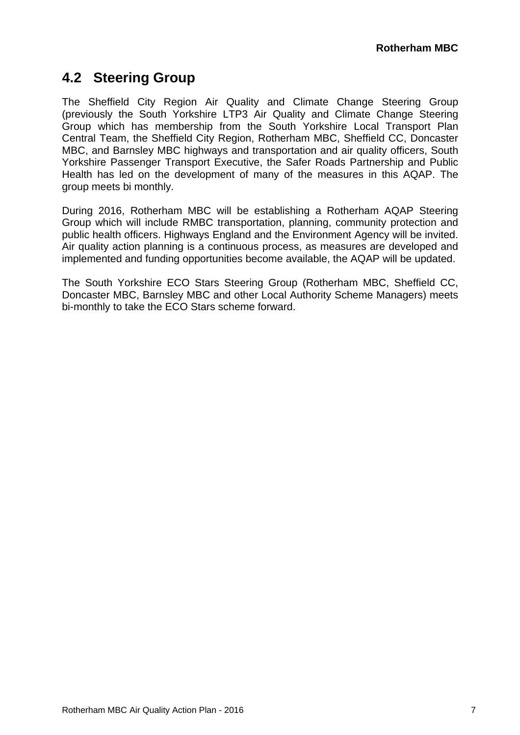## 4.2 Steering Group

The Sheffield City Region Air Quality and Climate Change Steering Group (previously the South Yorkshire LTP3 Air Quality and Climate Change Steering Group which has membership from the South Yorkshire Local Transport Plan Central Team, the Sheffield City Region, Rotherham MBC, Sheffield CC, Doncaster MBC, and Barnsley MBC highways and transportation and air quality officers, South Yorkshire Passenger Transport Executive, the Safer Roads Partnership and Public Health has led on the development of many of the measures in this AQAP. The group meets bi monthly.

During 2016, Rotherham MBC will be establishing a Rotherham AQAP Steering Group which will include RMBC transportation, planning, community protection and public health officers. Highways England and the Environment Agency will be invited. Air quality action planning is a continuous process, as measures are developed and implemented and funding opportunities become available, the AQAP will be updated.

The South Yorkshire ECO Stars Steering Group (Rotherham MBC, Sheffield CC, Doncaster MBC, Barnsley MBC and other Local Authority Scheme Managers) meets bi-monthly to take the ECO Stars scheme forward.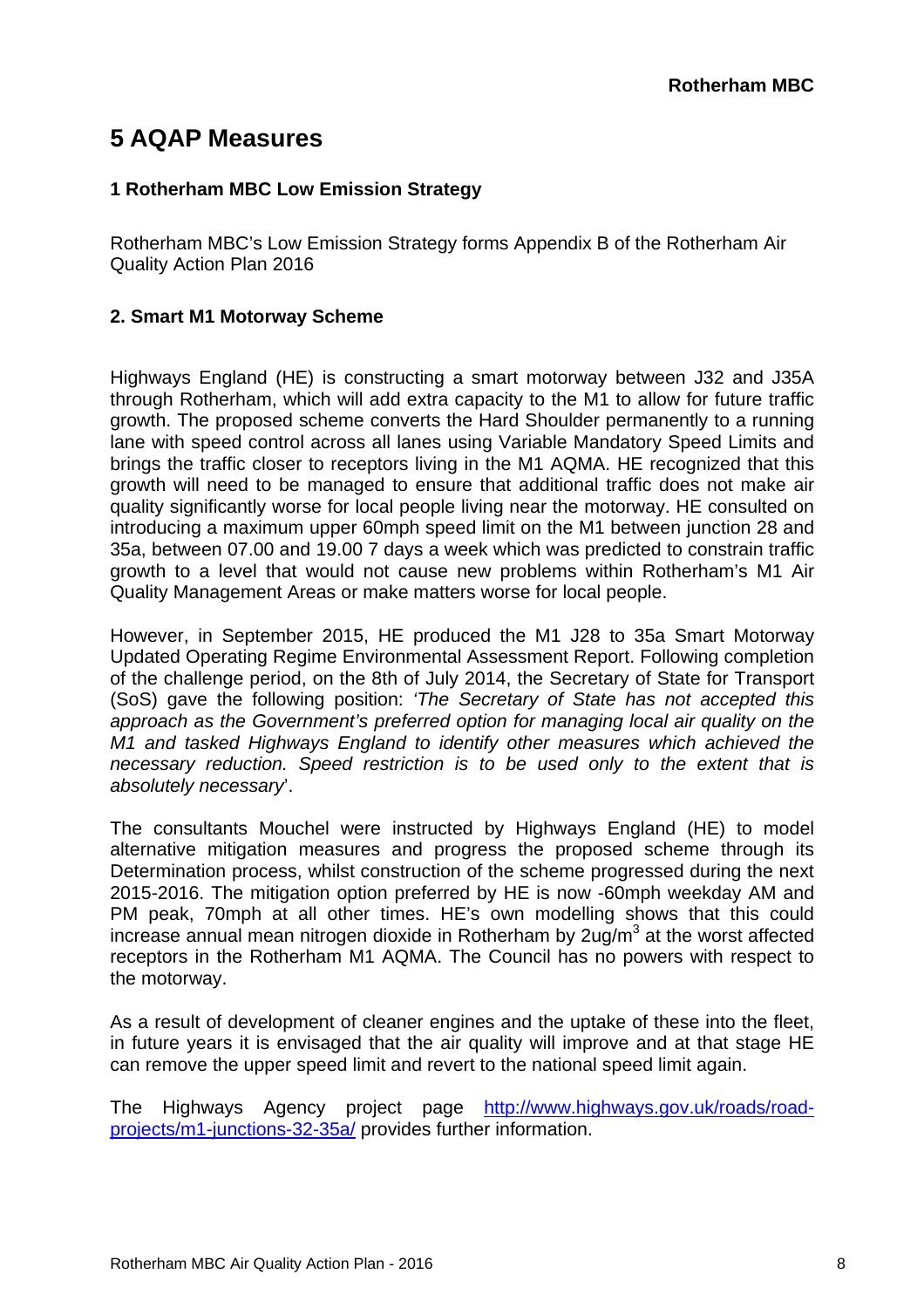# 5 AQAP Measures

### 1 Rotherham MBC Low Emission Strategy

Rotherham MBC's Low Emission Strategy forms Appendix B of the Rotherham Air Quality Action Plan 2016

### 2. Smart M1 Motorway Scheme

Highways England (HE) is constructing a smart motorway between J32 and J35A through Rotherham, which will add extra capacity to the M1 to allow for future traffic growth. The proposed scheme converts the Hard Shoulder permanently to a running lane with speed control across all lanes using Variable Mandatory Speed Limits and brings the traffic closer to receptors living in the M1 AQMA. HE recognized that this growth will need to be managed to ensure that additional traffic does not make air quality significantly worse for local people living near the motorway. HE consulted on introducing a maximum upper 60mph speed limit on the M1 between junction 28 and 35a, between 07.00 and 19.00 7 days a week which was predicted to constrain traffic growth to a level that would not cause new problems within Rotherham's M1 Air Quality Management Areas or make matters worse for local people.

However, in September 2015, HE produced the M1 J28 to 35a Smart Motorway Updated Operating Regime Environmental Assessment Report. Following completion of the challenge period, on the 8th of July 2014, the Secretary of State for Transport (SoS) gave the following position: *'The Secretary of State has not accepted this approach as the Government's preferred option for managing local air quality on the M1 and tasked Highways England to identify other measures which achieved the necessary reduction. Speed restriction is to be used only to the extent that is absolutely necessary*'.

The consultants Mouchel were instructed by Highways England (HE) to model alternative mitigation measures and progress the proposed scheme through its Determination process, whilst construction of the scheme progressed during the next 2015-2016. The mitigation option preferred by HE is now -60mph weekday AM and PM peak, 70mph at all other times. HE's own modelling shows that this could increase annual mean nitrogen dioxide in Rotherham by $2ug/m^3$ at the worst affected receptors in the Rotherham M1 AQMA. The Council has no powers with respect to the motorway.

As a result of development of cleaner engines and the uptake of these into the fleet, in future years it is envisaged that the air quality will improve and at that stage HE can remove the upper speed limit and revert to the national speed limit again.

The Highways Agency project page [http://www.highways.gov.uk/roads/road-projects/m1-junctions-32-35a/](http://www.highways.gov.uk/roads/road-projects/m1-junctions-32-35a/) provides further information.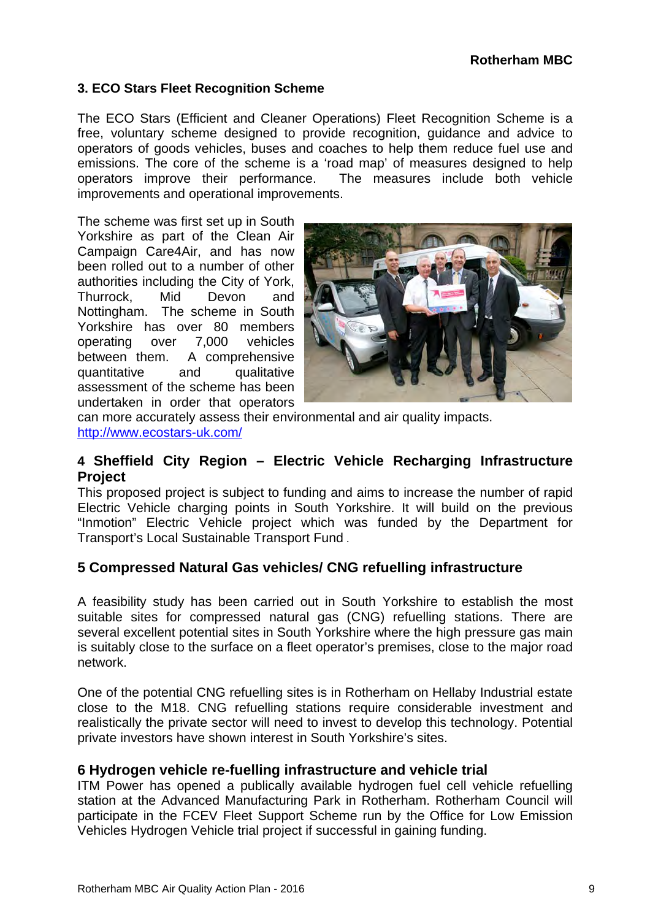### 3. ECO Stars Fleet Recognition Scheme

The ECO Stars (Efficient and Cleaner Operations) Fleet Recognition Scheme is a free, voluntary scheme designed to provide recognition, guidance and advice to operators of goods vehicles, buses and coaches to help them reduce fuel use and emissions. The core of the scheme is a 'road map' of measures designed to help operators improve their performance. The measures include both vehicle improvements and operational improvements.

The scheme was first set up in South Yorkshire as part of the Clean Air Campaign Care4Air, and has now been rolled out to a number of other authorities including the City of York, Thurrock, Mid Devon and Nottingham. The scheme in South Yorkshire has over 80 members operating over 7,000 vehicles between them. A comprehensive quantitative and qualitative assessment of the scheme has been undertaken in order that operators can more accurately assess their environmental and air quality impacts.
http://www.ecostars-uk.com/

### 4 Sheffield City Region – Electric Vehicle Recharging Infrastructure Project

This proposed project is subject to funding and aims to increase the number of rapid Electric Vehicle charging points in South Yorkshire. It will build on the previous "Inmotion" Electric Vehicle project which was funded by the Department for Transport's Local Sustainable Transport Fund .

### 5 Compressed Natural Gas vehicles/ CNG refuelling infrastructure

A feasibility study has been carried out in South Yorkshire to establish the most suitable sites for compressed natural gas (CNG) refuelling stations. There are several excellent potential sites in South Yorkshire where the high pressure gas main is suitably close to the surface on a fleet operator's premises, close to the major road network.

One of the potential CNG refuelling sites is in Rotherham on Hellaby Industrial estate close to the M18. CNG refuelling stations require considerable investment and realistically the private sector will need to invest to develop this technology. Potential private investors have shown interest in South Yorkshire's sites.

### 6 Hydrogen vehicle re-fuelling infrastructure and vehicle trial

ITM Power has opened a publically available hydrogen fuel cell vehicle refuelling station at the Advanced Manufacturing Park in Rotherham. Rotherham Council will participate in the FCEV Fleet Support Scheme run by the Office for Low Emission Vehicles Hydrogen Vehicle trial project if successful in gaining funding.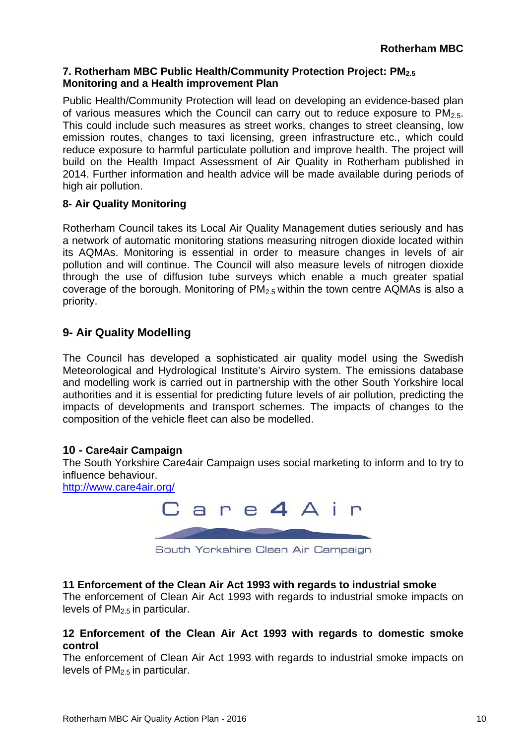### 7. Rotherham MBC Public Health/Community Protection Project: $PM_{2.5}$ Monitoring and a Health improvement Plan

Public Health/Community Protection will lead on developing an evidence-based plan of various measures which the Council can carry out to reduce exposure to $PM_{2.5}$. This could include such measures as street works, changes to street cleansing, low emission routes, changes to taxi licensing, green infrastructure etc., which could reduce exposure to harmful particulate pollution and improve health. The project will build on the Health Impact Assessment of Air Quality in Rotherham published in 2014. Further information and health advice will be made available during periods of high air pollution.

### 8- Air Quality Monitoring

Rotherham Council takes its Local Air Quality Management duties seriously and has a network of automatic monitoring stations measuring nitrogen dioxide located within its AQMAs. Monitoring is essential in order to measure changes in levels of air pollution and will continue. The Council will also measure levels of nitrogen dioxide through the use of diffusion tube surveys which enable a much greater spatial coverage of the borough. Monitoring of $PM_{2.5}$ within the town centre AQMAs is also a priority.

## 9- Air Quality Modelling

The Council has developed a sophisticated air quality model using the Swedish Meteorological and Hydrological Institute's Airviro system. The emissions database and modelling work is carried out in partnership with the other South Yorkshire local authorities and it is essential for predicting future levels of air pollution, predicting the impacts of developments and transport schemes. The impacts of changes to the composition of the vehicle fleet can also be modelled.

### 10 - Care4air Campaign

The South Yorkshire Care4air Campaign uses social marketing to inform and to try to influence behaviour.
http://www.care4air.org/

Care4Air

South Yorkshire Clean Air Campaign

### 11 Enforcement of the Clean Air Act 1993 with regards to industrial smoke

The enforcement of Clean Air Act 1993 with regards to industrial smoke impacts on levels of $PM_{2.5}$ in particular.

### 12 Enforcement of the Clean Air Act 1993 with regards to domestic smoke control

The enforcement of Clean Air Act 1993 with regards to industrial smoke impacts on levels of $PM_{2.5}$ in particular.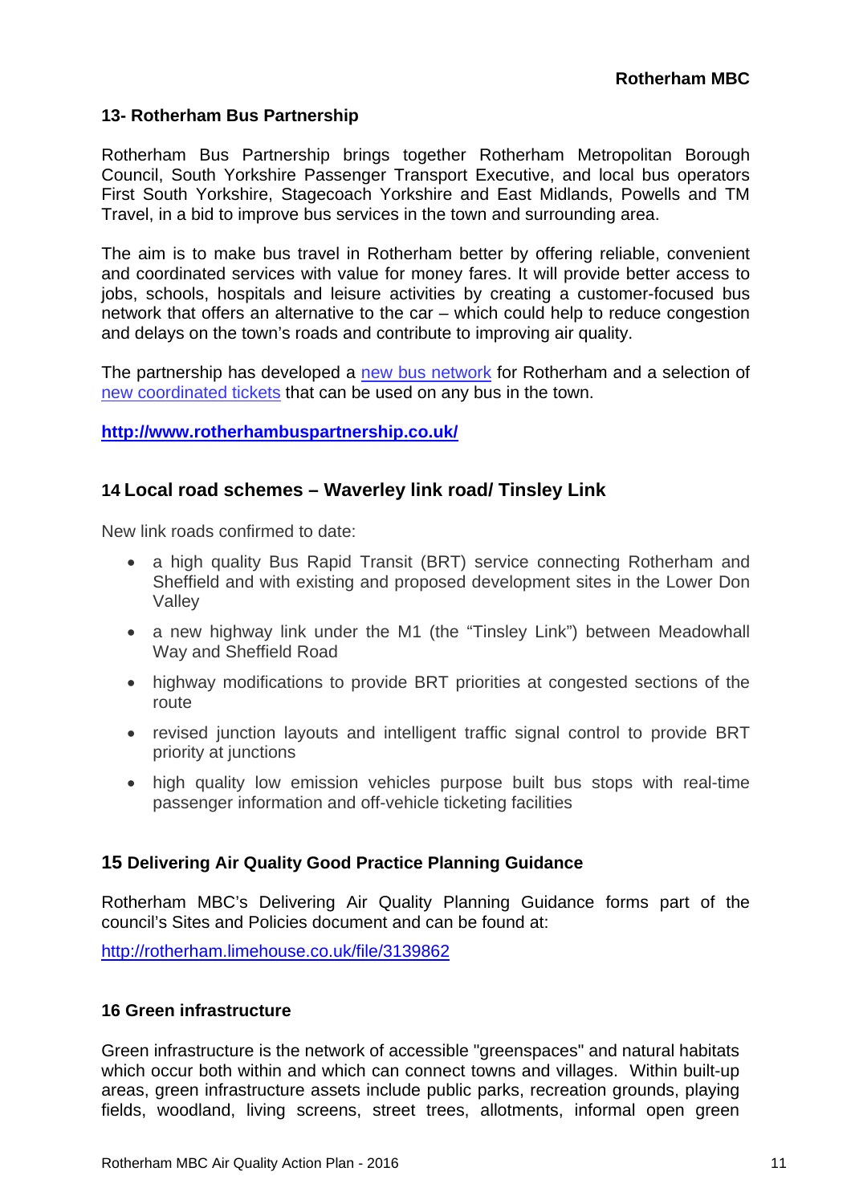## 13- Rotherham Bus Partnership

Rotherham Bus Partnership brings together Rotherham Metropolitan Borough Council, South Yorkshire Passenger Transport Executive, and local bus operators First South Yorkshire, Stagecoach Yorkshire and East Midlands, Powells and TM Travel, in a bid to improve bus services in the town and surrounding area.

The aim is to make bus travel in Rotherham better by offering reliable, convenient and coordinated services with value for money fares. It will provide better access to jobs, schools, hospitals and leisure activities by creating a customer-focused bus network that offers an alternative to the car – which could help to reduce congestion and delays on the town's roads and contribute to improving air quality.

The partnership has developed a new bus network for Rotherham and a selection of new coordinated tickets that can be used on any bus in the town.

**http://www.rotherhambuspartnership.co.uk/**

## 14 Local road schemes – Waverley link road/ Tinsley Link

New link roads confirmed to date:

- a high quality Bus Rapid Transit (BRT) service connecting Rotherham and Sheffield and with existing and proposed development sites in the Lower Don Valley
- a new highway link under the M1 (the "Tinsley Link") between Meadowhall Way and Sheffield Road
- highway modifications to provide BRT priorities at congested sections of the route
- revised junction layouts and intelligent traffic signal control to provide BRT priority at junctions
- high quality low emission vehicles purpose built bus stops with real-time passenger information and off-vehicle ticketing facilities

## 15 Delivering Air Quality Good Practice Planning Guidance

Rotherham MBC's Delivering Air Quality Planning Guidance forms part of the council's Sites and Policies document and can be found at:

http://rotherham.limehouse.co.uk/file/3139862

## 16 Green infrastructure

Green infrastructure is the network of accessible "greenspaces" and natural habitats which occur both within and which can connect towns and villages. Within built-up areas, green infrastructure assets include public parks, recreation grounds, playing fields, woodland, living screens, street trees, allotments, informal open green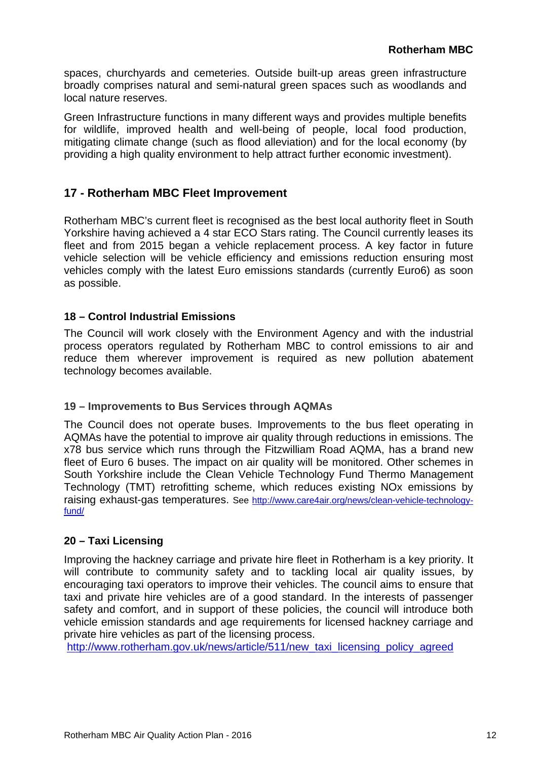spaces, churchyards and cemeteries. Outside built-up areas green infrastructure broadly comprises natural and semi-natural green spaces such as woodlands and local nature reserves.

Green Infrastructure functions in many different ways and provides multiple benefits for wildlife, improved health and well-being of people, local food production, mitigating climate change (such as flood alleviation) and for the local economy (by providing a high quality environment to help attract further economic investment).

## 17 - Rotherham MBC Fleet Improvement

Rotherham MBC's current fleet is recognised as the best local authority fleet in South Yorkshire having achieved a 4 star ECO Stars rating. The Council currently leases its fleet and from 2015 began a vehicle replacement process. A key factor in future vehicle selection will be vehicle efficiency and emissions reduction ensuring most vehicles comply with the latest Euro emissions standards (currently Euro6) as soon as possible.

### 18 – Control Industrial Emissions

The Council will work closely with the Environment Agency and with the industrial process operators regulated by Rotherham MBC to control emissions to air and reduce them wherever improvement is required as new pollution abatement technology becomes available.

### 19 – Improvements to Bus Services through AQMAs

The Council does not operate buses. Improvements to the bus fleet operating in AQMAs have the potential to improve air quality through reductions in emissions. The x78 bus service which runs through the Fitzwilliam Road AQMA, has a brand new fleet of Euro 6 buses. The impact on air quality will be monitored. Other schemes in South Yorkshire include the Clean Vehicle Technology Fund Thermo Management Technology (TMT) retrofitting scheme, which reduces existing NOx emissions by raising exhaust-gas temperatures. See http://www.care4air.org/news/clean-vehicle-technology-fund/

### 20 – Taxi Licensing

Improving the hackney carriage and private hire fleet in Rotherham is a key priority. It will contribute to community safety and to tackling local air quality issues, by encouraging taxi operators to improve their vehicles. The council aims to ensure that taxi and private hire vehicles are of a good standard. In the interests of passenger safety and comfort, and in support of these policies, the council will introduce both vehicle emission standards and age requirements for licensed hackney carriage and private hire vehicles as part of the licensing process.
http://www.rotherham.gov.uk/news/article/511/new_taxi_licensing_policy_agreed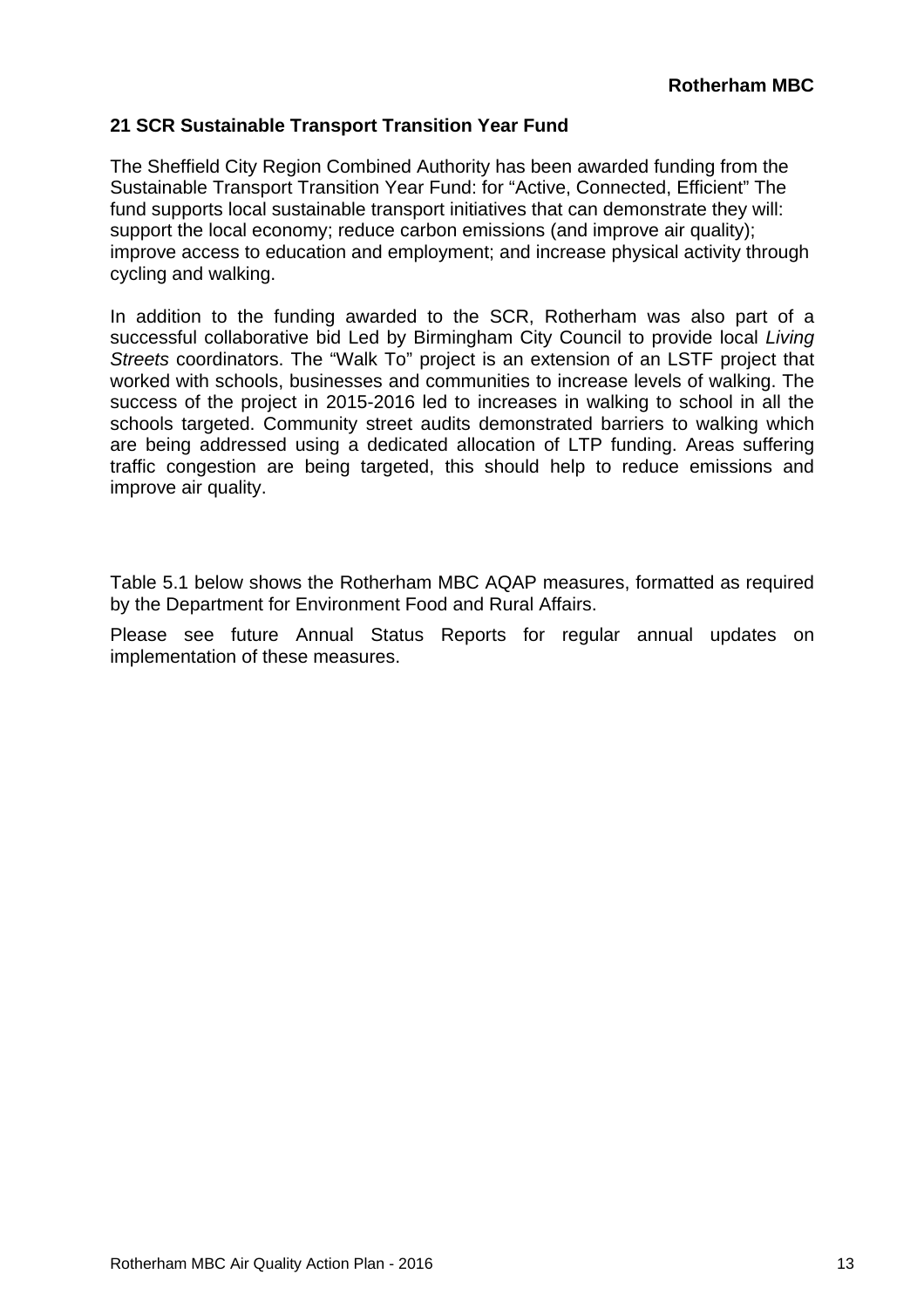## 21 SCR Sustainable Transport Transition Year Fund

The Sheffield City Region Combined Authority has been awarded funding from the Sustainable Transport Transition Year Fund: for “Active, Connected, Efficient” The fund supports local sustainable transport initiatives that can demonstrate they will: support the local economy; reduce carbon emissions (and improve air quality); improve access to education and employment; and increase physical activity through cycling and walking.

In addition to the funding awarded to the SCR, Rotherham was also part of a successful collaborative bid Led by Birmingham City Council to provide local *Living Streets* coordinators. The “Walk To” project is an extension of an LSTF project that worked with schools, businesses and communities to increase levels of walking. The success of the project in 2015-2016 led to increases in walking to school in all the schools targeted. Community street audits demonstrated barriers to walking which are being addressed using a dedicated allocation of LTP funding. Areas suffering traffic congestion are being targeted, this should help to reduce emissions and improve air quality.

Table 5.1 below shows the Rotherham MBC AQAP measures, formatted as required by the Department for Environment Food and Rural Affairs.

Please see future Annual Status Reports for regular annual updates on implementation of these measures.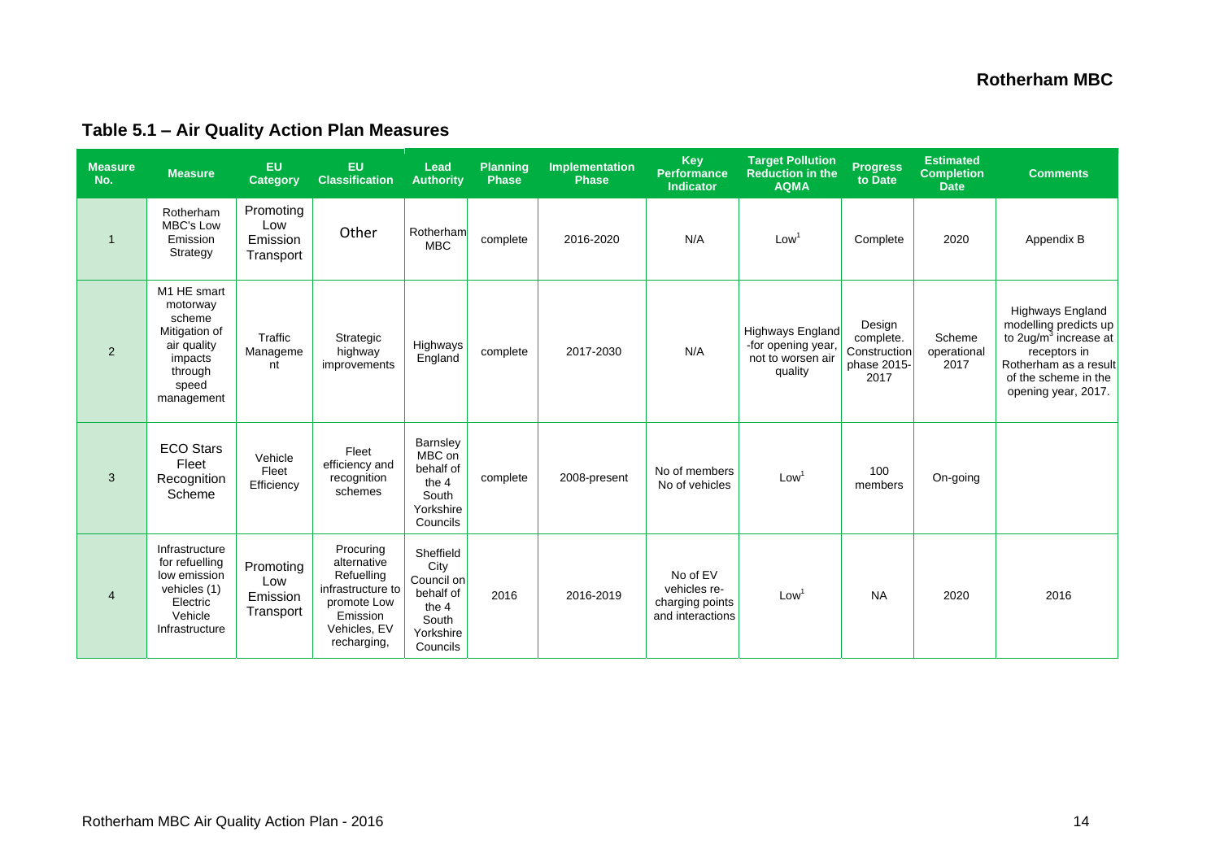## Table 5.1 – Air Quality Action Plan Measures

| Measure No. | Measure | EU Category | EU Classification | Lead Authority | Planning Phase | Implementation Phase | Key Performance Indicator | Target Pollution Reduction in the AQMA | Progress to Date | Estimated Completion Date | Comments |
|---|---|---|---|---|---|---|---|---|---|---|---|
| 1 | Rotherham MBC's Low Emission Strategy | Promoting Low Emission Transport | Other | Rotherham MBC | complete | 2016-2020 | N/A | Low[1] | Complete | 2020 | Appendix B |
| 2 | M1 HE smart motorway scheme Mitigation of air quality impacts through speed management | Traffic Management | Strategic highway improvements | Highways England | complete | 2017-2030 | N/A | Highways England -for opening year, not to worsen air quality | Design complete. Construction phase 2015-2017 | Scheme operational 2017 | Highways England modelling predicts up to 2ug/m$^3$ increase at receptors in Rotherham as a result of the scheme in the opening year, 2017. |
| 3 | ECO Stars Fleet Recognition Scheme | Vehicle Fleet Efficiency | Fleet efficiency and recognition schemes | Barnsley MBC on behalf of the 4 South Yorkshire Councils | complete | 2008-present | No of members No of vehicles | Low[1] | 100 members | On-going | |
| 4 | Infrastructure for refuelling low emission vehicles (1) Electric Vehicle Infrastructure | Promoting Low Emission Transport | Procuring alternative Refuelling infrastructure to promote Low Emission Vehicles, EV recharging, | Sheffield City Council on behalf of the 4 South Yorkshire Councils | 2016 | 2016-2019 | No of EV vehicles re-charging points and interactions | Low[1] | NA | 2020 | 2016 |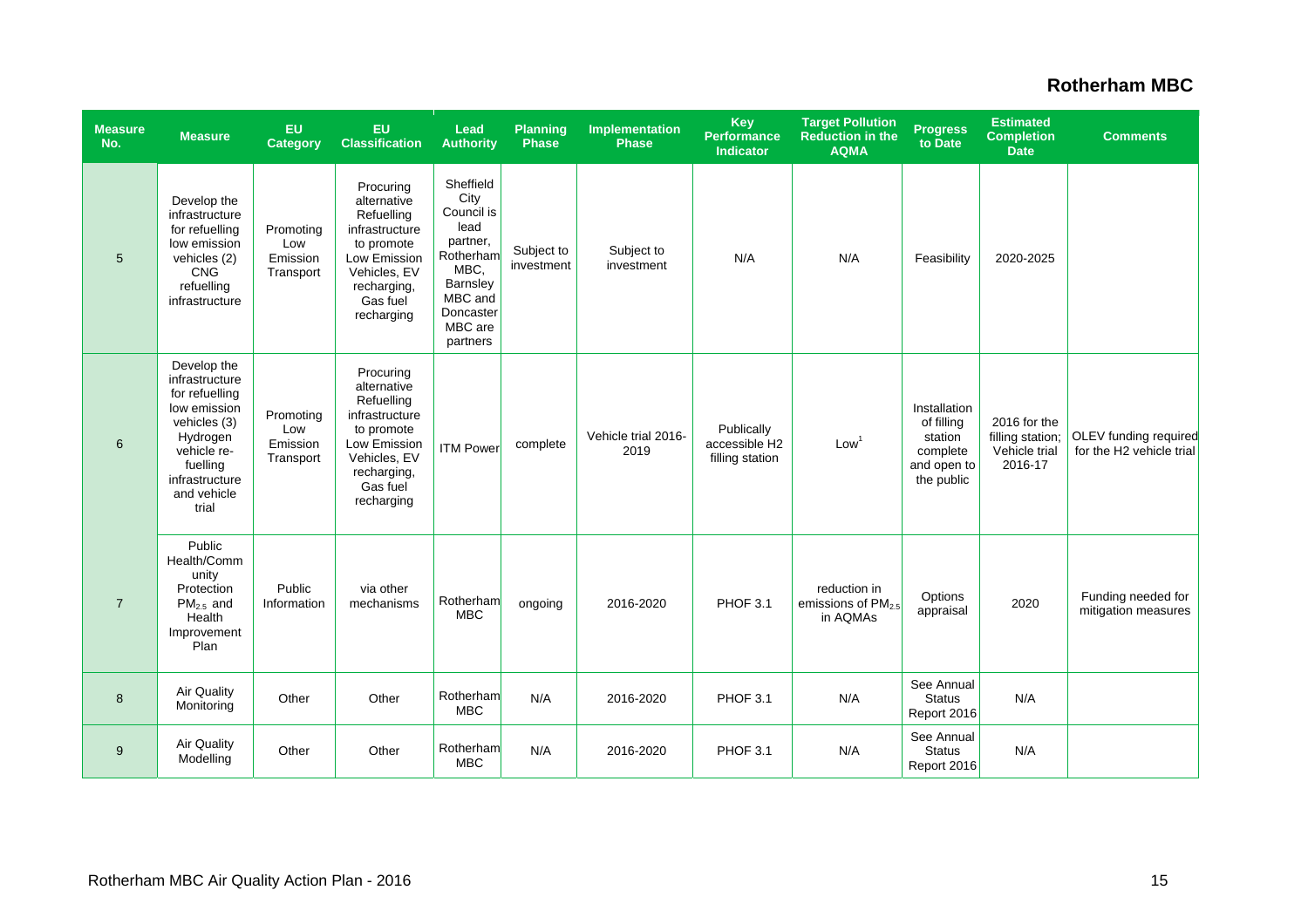**Rotherham MBC**

| Measure No. | Measure | EU Category | EU Classification | Lead Authority | Planning Phase | Implementation Phase | Key Performance Indicator | Target Pollution Reduction in the AQMA | Progress to Date | Estimated Completion Date | Comments |
|---|---|---|---|---|---|---|---|---|---|---|---|
| 5 | Develop the infrastructure for refuelling low emission vehicles (2) CNG refuelling infrastructure | Promoting Low Emission Transport | Procuring alternative Refuelling infrastructure to promote Low Emission Vehicles, EV recharging, Gas fuel recharging | Sheffield City Council is lead partner, Rotherham MBC, Barnsley MBC and Doncaster MBC are partners | Subject to investment | Subject to investment | N/A | N/A | Feasibility | 2020-2025 | |
| 6 | Develop the infrastructure for refuelling low emission vehicles (3) Hydrogen vehicle re-fuelling infrastructure and vehicle trial | Promoting Low Emission Transport | Procuring alternative Refuelling infrastructure to promote Low Emission Vehicles, EV recharging, Gas fuel recharging | ITM Power | complete | Vehicle trial 2016-2019 | Publically accessible H2 filling station | Low[1] | Installation of filling station complete and open to the public | 2016 for the filling station; Vehicle trial 2016-17 | OLEV funding required for the H2 vehicle trial |
| 7 | Public Health/Community Protection $PM_{2.5}$ and Health Improvement Plan | Public Information | via other mechanisms | Rotherham MBC | ongoing | 2016-2020 | PHOF 3.1 | reduction in emissions of $PM_{2.5}$ in AQMAs | Options appraisal | 2020 | Funding needed for mitigation measures |
| 8 | Air Quality Monitoring | Other | Other | Rotherham MBC | N/A | 2016-2020 | PHOF 3.1 | N/A | See Annual Status Report 2016 | N/A | |
| 9 | Air Quality Modelling | Other | Other | Rotherham MBC | N/A | 2016-2020 | PHOF 3.1 | N/A | See Annual Status Report 2016 | N/A | |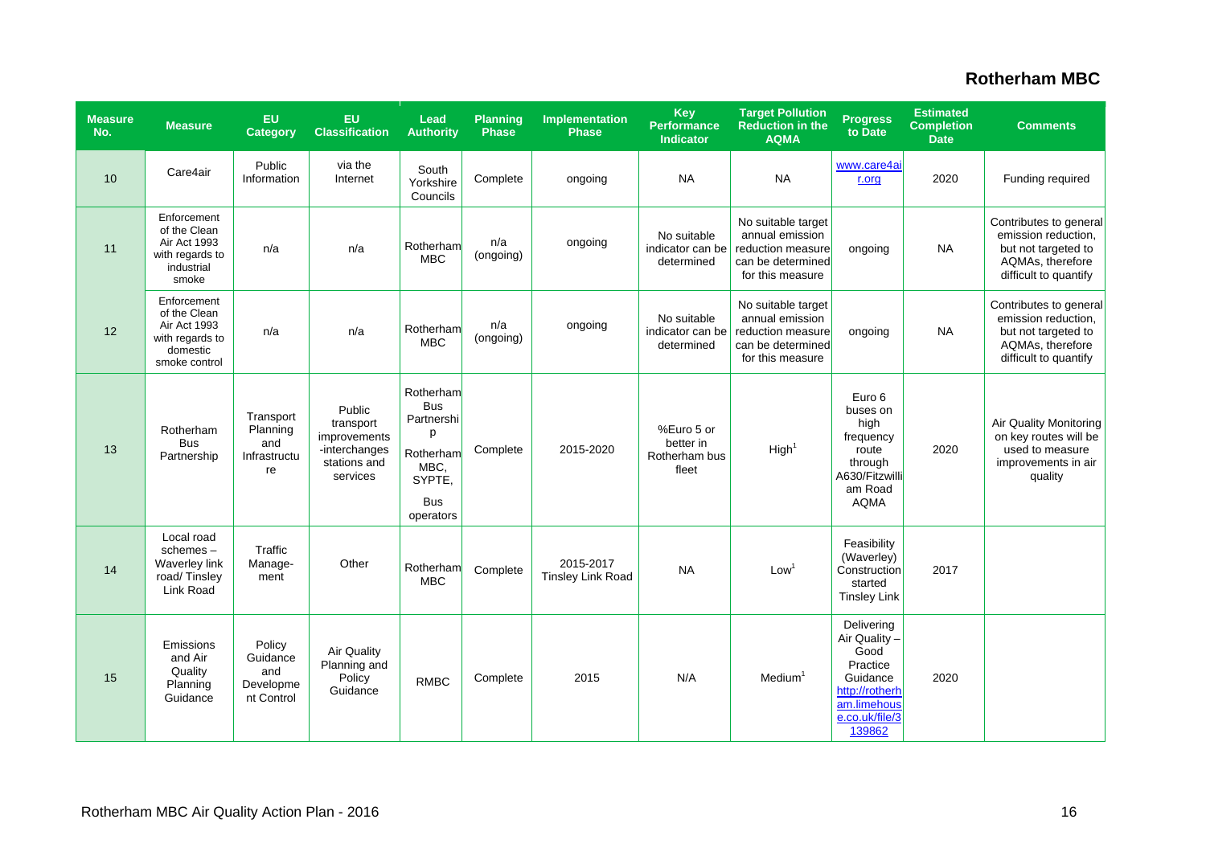## Rotherham MBC

| Measure No. | Measure | EU Category | EU Classification | Lead Authority | Planning Phase | Implementation Phase | Key Performance Indicator | Target Pollution Reduction in the AQMA | Progress to Date | Estimated Completion Date | Comments |
|---|---|---|---|---|---|---|---|---|---|---|---|
| 10 | Care4air | Public Information | via the Internet | South Yorkshire Councils | Complete | ongoing | NA | NA | www.care4air.org | 2020 | Funding required |
| 11 | Enforcement of the Clean Air Act 1993 with regards to industrial smoke | n/a | n/a | Rotherham MBC | n/a (ongoing) | ongoing | No suitable indicator can be determined | No suitable target annual emission reduction measure can be determined for this measure | ongoing | NA | Contributes to general emission reduction, but not targeted to AQMAs, therefore difficult to quantify |
| 12 | Enforcement of the Clean Air Act 1993 with regards to domestic smoke control | n/a | n/a | Rotherham MBC | n/a (ongoing) | ongoing | No suitable indicator can be determined | No suitable target annual emission reduction measure can be determined for this measure | ongoing | NA | Contributes to general emission reduction, but not targeted to AQMAs, therefore difficult to quantify |
| 13 | Rotherham Bus Partnership | Transport Planning and Infrastructure | Public transport improvements -interchanges stations and services | Rotherham Bus Partnership Rotherham MBC, SYPTE, Bus operators | Complete | 2015-2020 | %Euro 5 or better in Rotherham bus fleet | High[1] | Euro 6 buses on high frequency route through A630/Fitzwilliam Road AQMA | 2020 | Air Quality Monitoring on key routes will be used to measure improvements in air quality |
| 14 | Local road schemes – Waverley link road/ Tinsley Link Road | Traffic Management | Other | Rotherham MBC | Complete | 2015-2017 Tinsley Link Road | NA | Low[1] | Feasibility (Waverley) Construction started Tinsley Link | 2017 | |
| 15 | Emissions and Air Quality Planning Guidance | Policy Guidance and Development Control | Air Quality Planning and Policy Guidance | RMBC | Complete | 2015 | N/A | Medium[1] | Delivering Air Quality – Good Practice Guidance http://rotherham.limehouse.co.uk/file/3139862 | 2020 | |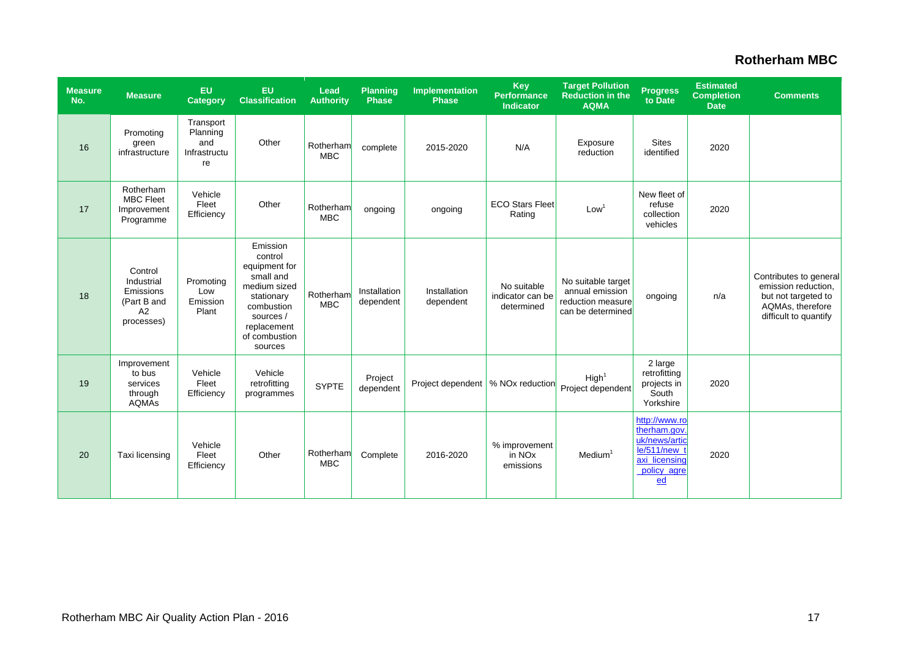## Rotherham MBC

| Measure No. | Measure | EU Category | EU Classification | Lead Authority | Planning Phase | Implementation Phase | Key Performance Indicator | Target Pollution Reduction in the AQMA | Progress to Date | Estimated Completion Date | Comments |
|---|---|---|---|---|---|---|---|---|---|---|---|
| 16 | Promoting green infrastructure | Transport Planning and Infrastructure | Other | Rotherham MBC | complete | 2015-2020 | N/A | Exposure reduction | Sites identified | 2020 | |
| 17 | Rotherham MBC Fleet Improvement Programme | Vehicle Fleet Efficiency | Other | Rotherham MBC | ongoing | ongoing | ECO Stars Fleet Rating | Low[1] | New fleet of refuse collection vehicles | 2020 | |
| 18 | Control Industrial Emissions (Part B and A2 processes) | Promoting Low Emission Plant | Emission control equipment for small and medium sized stationary combustion sources / replacement of combustion sources | Rotherham MBC | Installation dependent | Installation dependent | No suitable indicator can be determined | No suitable target annual emission reduction measure can be determined | ongoing | n/a | Contributes to general emission reduction, but not targeted to AQMAs, therefore difficult to quantify |
| 19 | Improvement to bus services through AQMAs | Vehicle Fleet Efficiency | Vehicle retrofitting programmes | SYPTE | Project dependent | Project dependent | % NOx reduction | High[1] Project dependent | 2 large retrofitting projects in South Yorkshire | 2020 | |
| 20 | Taxi licensing | Vehicle Fleet Efficiency | Other | Rotherham MBC | Complete | 2016-2020 | % improvement in NOx emissions | Medium[1] | http://www.rotherham.gov.uk/news/article/511/new_taxi_licensing_policy_agreed | 2020 | |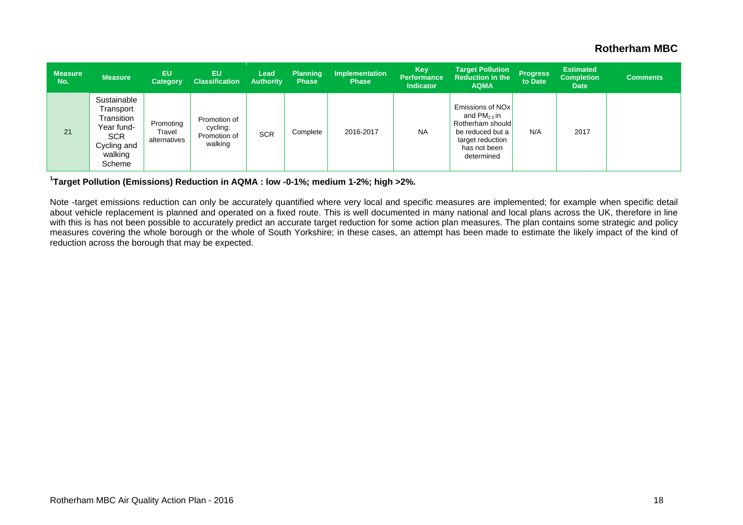**Rotherham MBC**

| Measure No. | Measure | EU Category | EU Classification | Lead Authority | Planning Phase | Implementation Phase | Key Performance Indicator | Target Pollution Reduction in the AQMA | Progress to Date | Estimated Completion Date | Comments |
|---|---|---|---|---|---|---|---|---|---|---|---|
| 21 | Sustainable Transport Transition Year fund- SCR Cycling and walking Scheme | Promoting Travel alternatives | Promotion of cycling; Promotion of walking | SCR | Complete | 2016-2017 | NA | Emissions of NOx and $PM_{2.5}$ in Rotherham should be reduced but a target reduction has not been determined | N/A | 2017 | |

**[1]Target Pollution (Emissions) Reduction in AQMA : low -0-1%; medium 1-2%; high >2%.**

Note -target emissions reduction can only be accurately quantified where very local and specific measures are implemented; for example when specific detail about vehicle replacement is planned and operated on a fixed route. This is well documented in many national and local plans across the UK, therefore in line with this is has not been possible to accurately predict an accurate target reduction for some action plan measures. The plan contains some strategic and policy measures covering the whole borough or the whole of South Yorkshire; in these cases, an attempt has been made to estimate the likely impact of the kind of reduction across the borough that may be expected.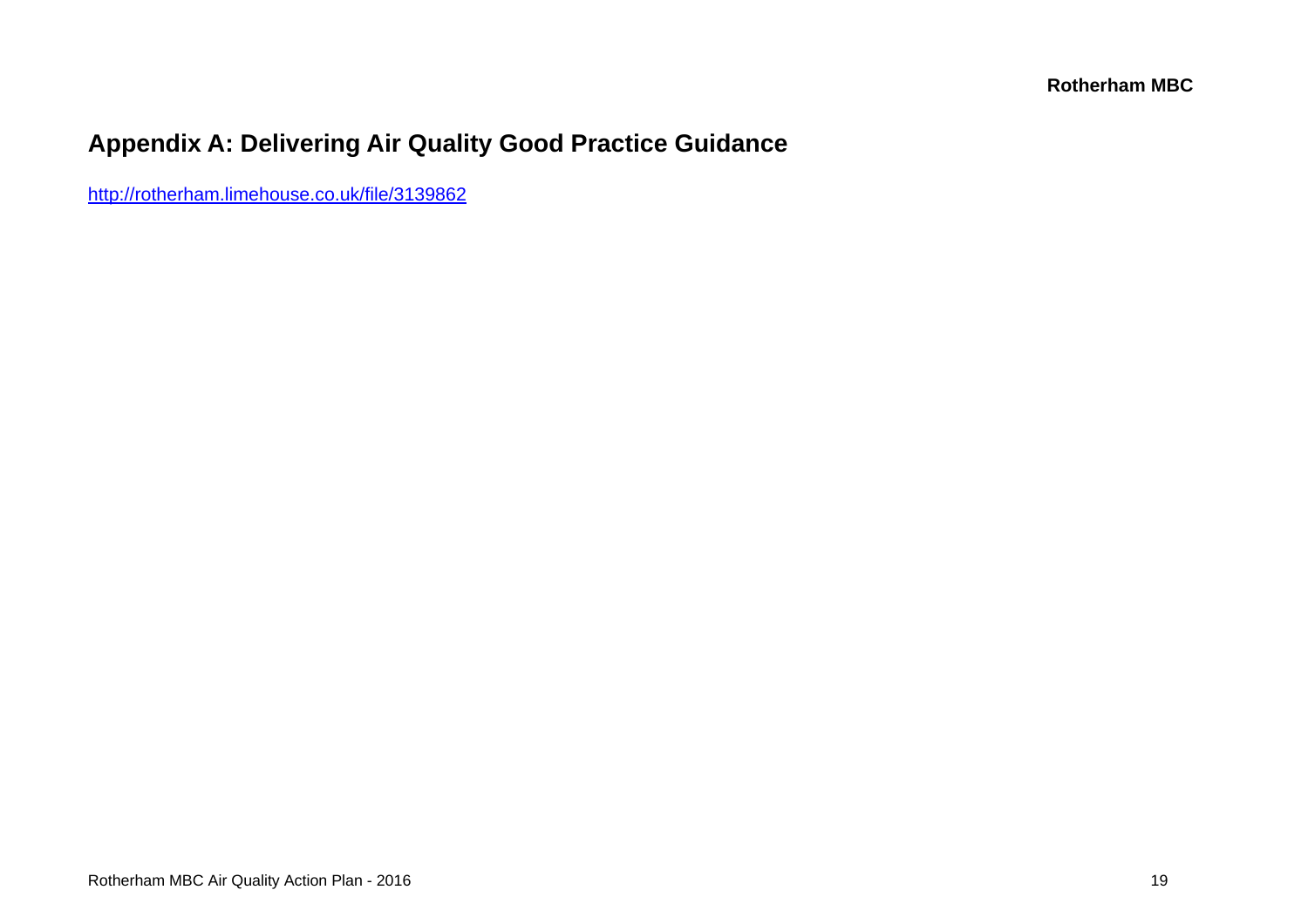## Appendix A: Delivering Air Quality Good Practice Guidance

http://rotherham.limehouse.co.uk/file/3139862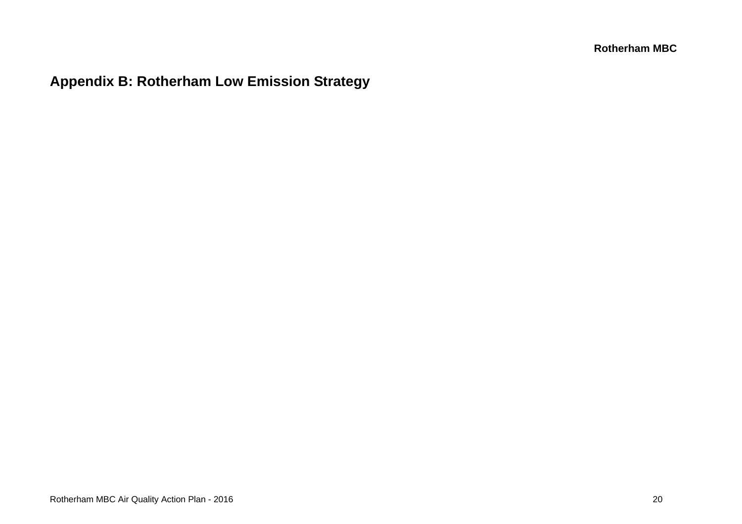# Appendix B: Rotherham Low Emission Strategy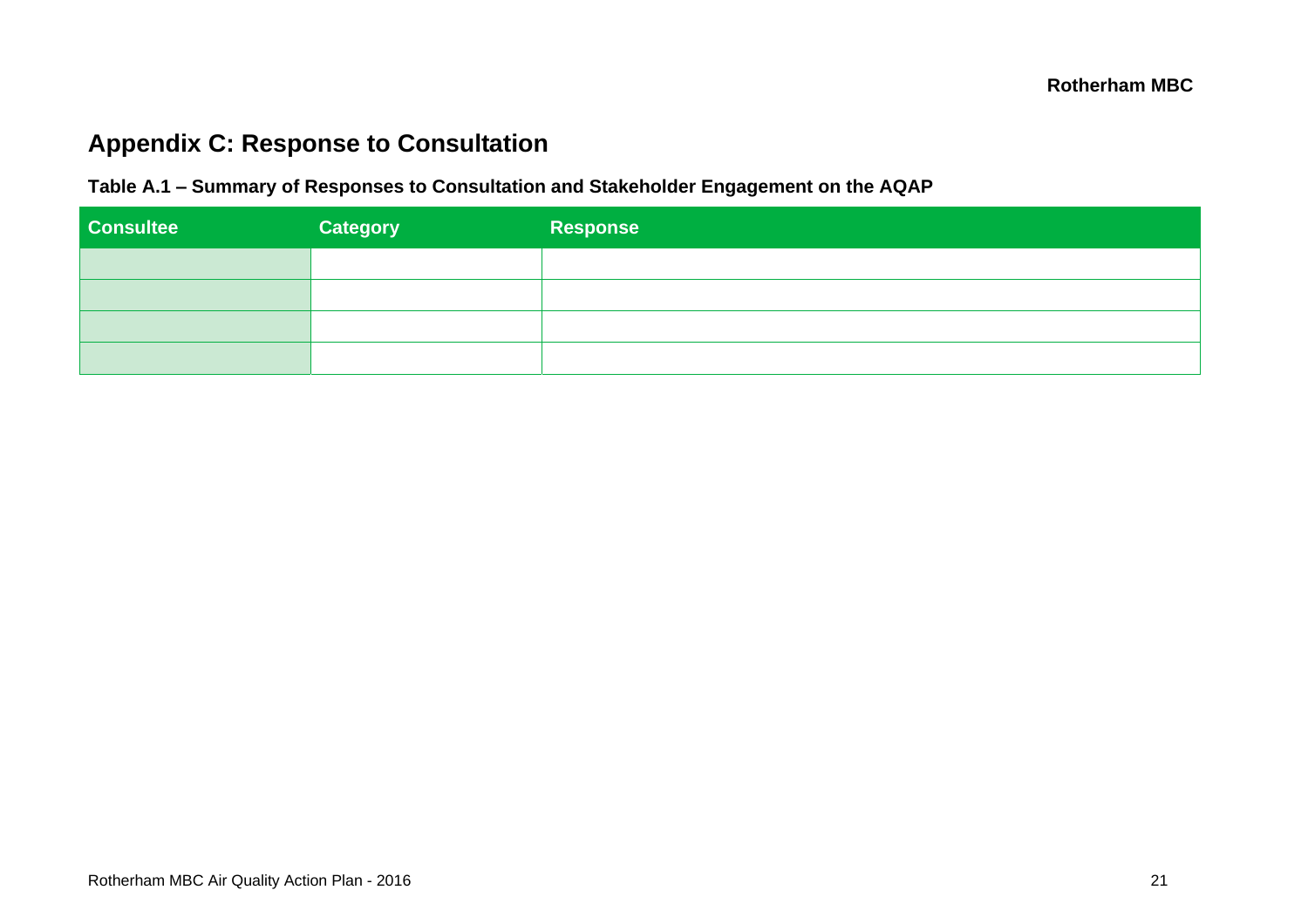## Appendix C: Response to Consultation

**Table A.1 – Summary of Responses to Consultation and Stakeholder Engagement on the AQAP**

| Consultee | Category | Response |
|---|---|---|
| | | |
| | | |
| | | |
| | | |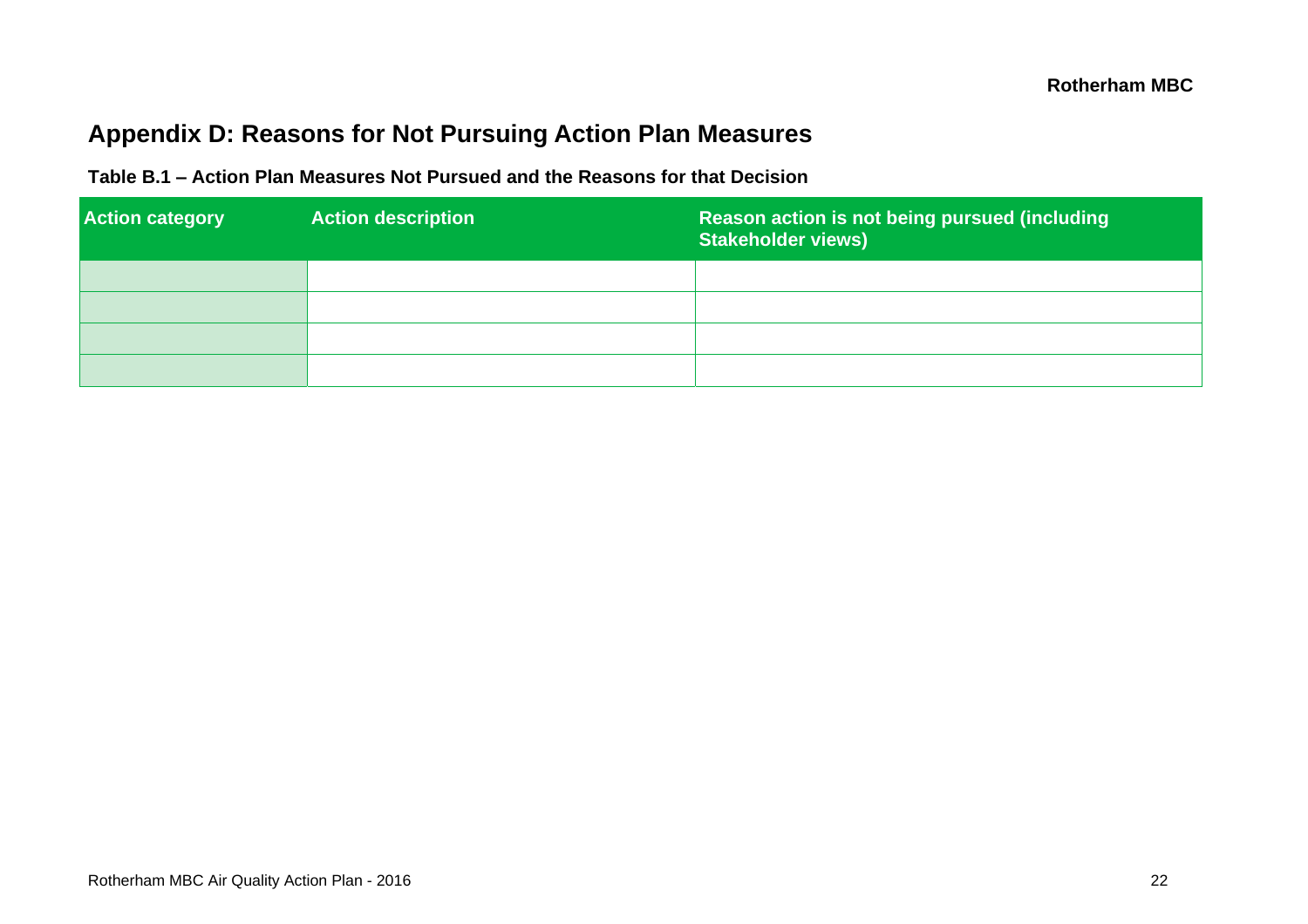## Appendix D: Reasons for Not Pursuing Action Plan Measures

**Table B.1 – Action Plan Measures Not Pursued and the Reasons for that Decision**

| Action category | Action description | Reason action is not being pursued (including Stakeholder views) |
|---|---|---|
| | | |
| | | |
| | | |
| | | |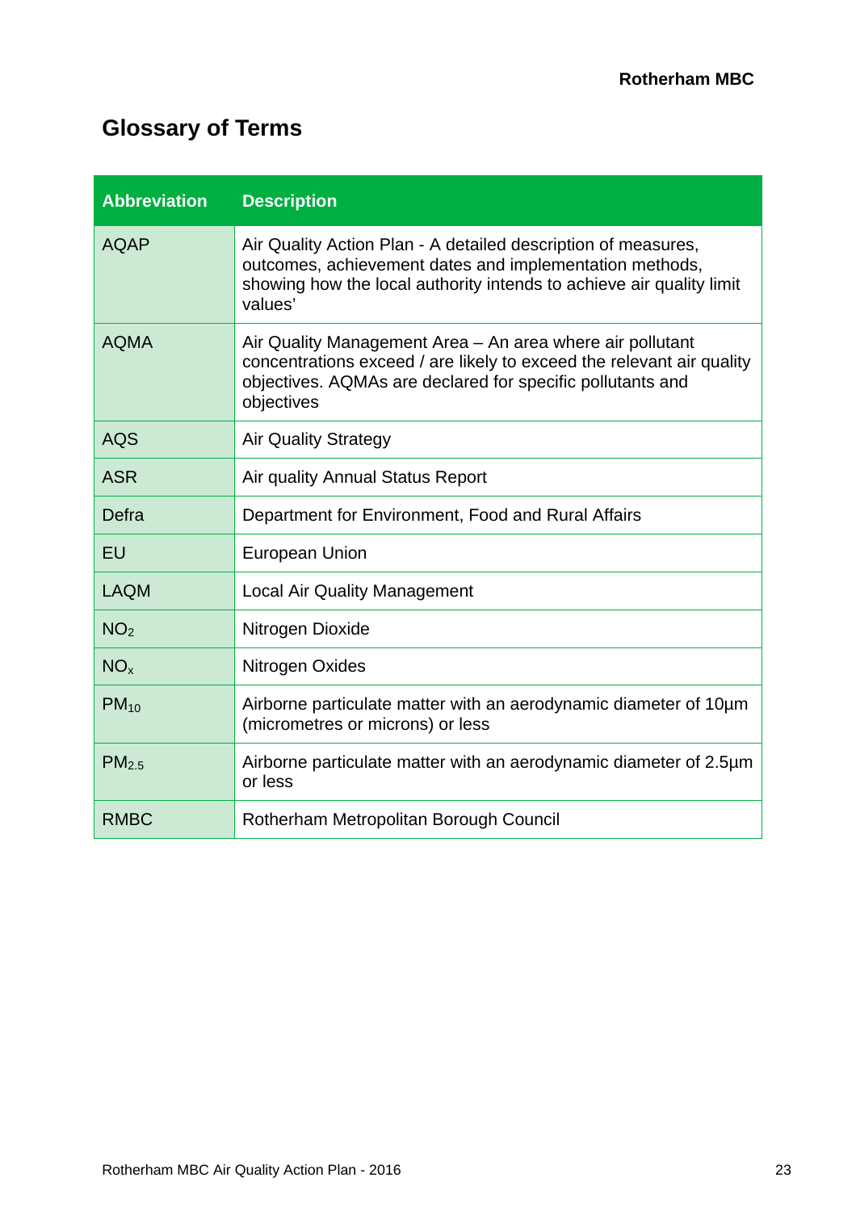# Glossary of Terms

| Abbreviation | Description |
| --- | --- |
| AQAP | Air Quality Action Plan - A detailed description of measures, outcomes, achievement dates and implementation methods, showing how the local authority intends to achieve air quality limit values' |
| AQMA | Air Quality Management Area – An area where air pollutant concentrations exceed / are likely to exceed the relevant air quality objectives. AQMAs are declared for specific pollutants and objectives |
| AQS | Air Quality Strategy |
| ASR | Air quality Annual Status Report |
| Defra | Department for Environment, Food and Rural Affairs |
| EU | European Union |
| LAQM | Local Air Quality Management |
| $NO_2$ | Nitrogen Dioxide |
| $NO_x$ | Nitrogen Oxides |
| $PM_{10}$ | Airborne particulate matter with an aerodynamic diameter of 10µm (micrometres or microns) or less |
| $PM_{2.5}$ | Airborne particulate matter with an aerodynamic diameter of 2.5µm or less |
| RMBC | Rotherham Metropolitan Borough Council |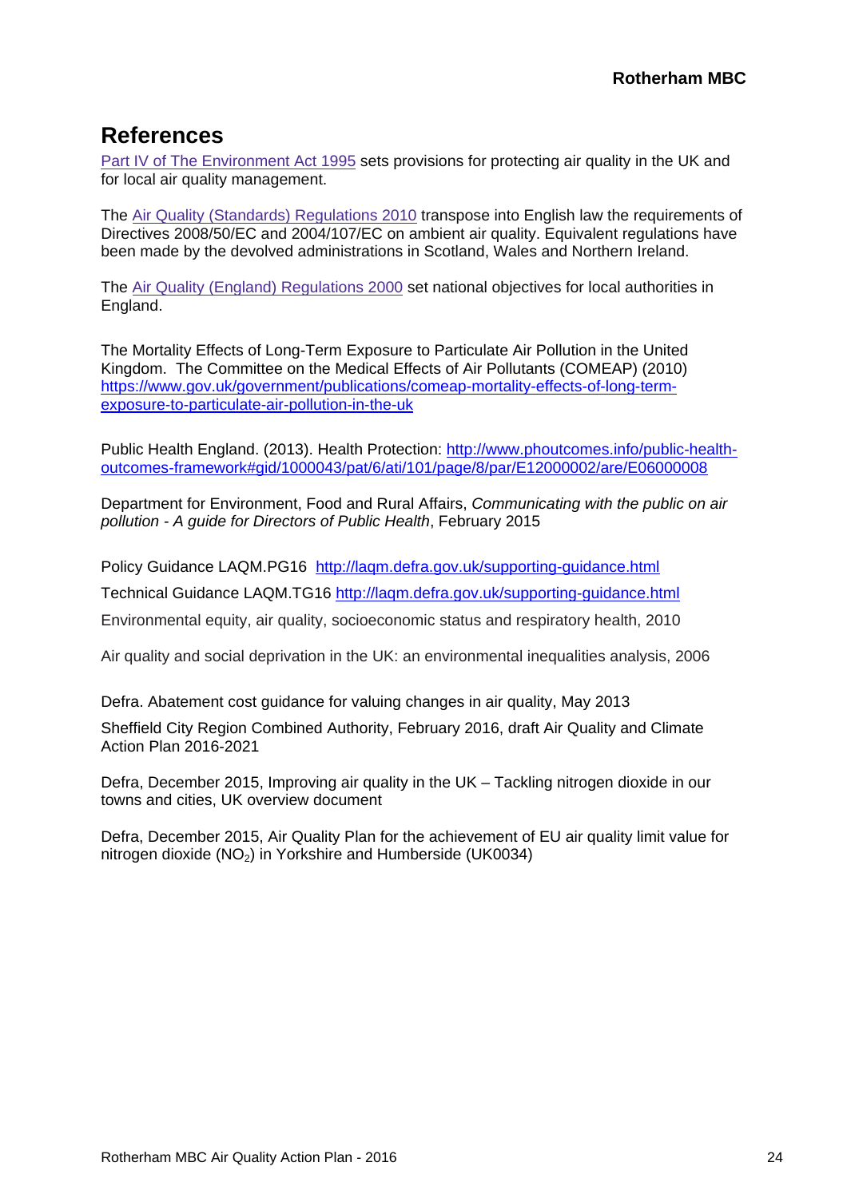# References

Part IV of The Environment Act 1995 sets provisions for protecting air quality in the UK and for local air quality management.

The Air Quality (Standards) Regulations 2010 transpose into English law the requirements of Directives 2008/50/EC and 2004/107/EC on ambient air quality. Equivalent regulations have been made by the devolved administrations in Scotland, Wales and Northern Ireland.

The Air Quality (England) Regulations 2000 set national objectives for local authorities in England.

The Mortality Effects of Long-Term Exposure to Particulate Air Pollution in the United Kingdom. The Committee on the Medical Effects of Air Pollutants (COMEAP) (2010) https://www.gov.uk/government/publications/comeap-mortality-effects-of-long-term-exposure-to-particulate-air-pollution-in-the-uk

Public Health England. (2013). Health Protection: http://www.phoutcomes.info/public-health-outcomes-framework#gid/1000043/pat/6/ati/101/page/8/par/E12000002/are/E06000008

Department for Environment, Food and Rural Affairs, *Communicating with the public on air pollution - A guide for Directors of Public Health*, February 2015

Policy Guidance LAQM.PG16 http://laqm.defra.gov.uk/supporting-guidance.html

Technical Guidance LAQM.TG16 http://laqm.defra.gov.uk/supporting-guidance.html

Environmental equity, air quality, socioeconomic status and respiratory health, 2010

Air quality and social deprivation in the UK: an environmental inequalities analysis, 2006

Defra. Abatement cost guidance for valuing changes in air quality, May 2013

Sheffield City Region Combined Authority, February 2016, draft Air Quality and Climate Action Plan 2016-2021

Defra, December 2015, Improving air quality in the UK – Tackling nitrogen dioxide in our towns and cities, UK overview document

Defra, December 2015, Air Quality Plan for the achievement of EU air quality limit value for nitrogen dioxide ($NO_2$) in Yorkshire and Humberside (UK0034)